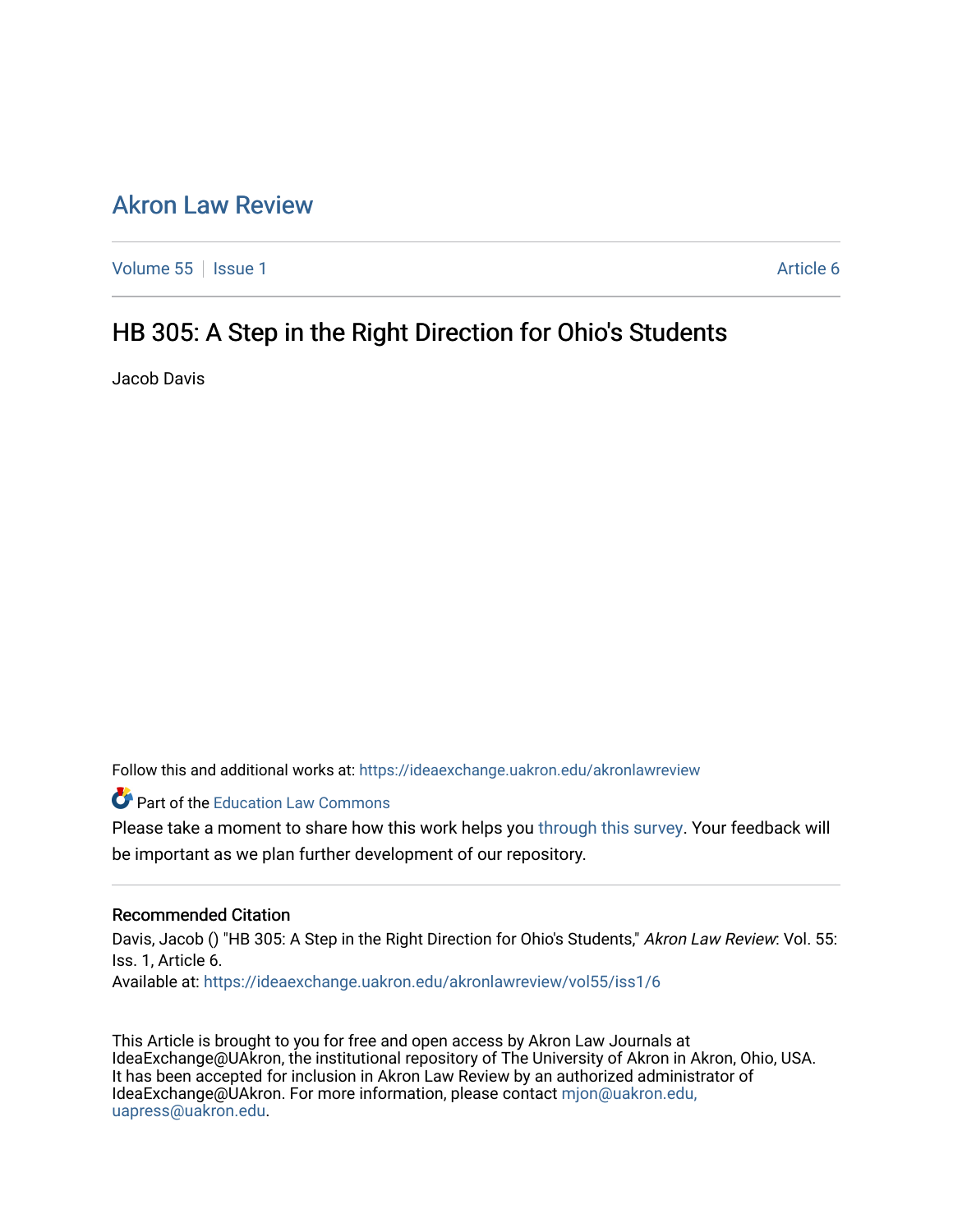# Akron Law Review

Volume 55 | Issue 1 | Article 6

## HB 305: A Step in the Right Direction for Ohio's Students

Jacob Davis

Follow this and additional works at: https://ideaexchange.uakron.edu/akronlawreview

Part of the Education Law Commons

Please take a moment to share how this work helps you through this survey. Your feedback will be important as we plan further development of our repository.

### Recommended Citation

Davis, Jacob () "HB 305: A Step in the Right Direction for Ohio's Students," *Akron Law Review*: Vol. 55: Iss. 1, Article 6.
Available at: https://ideaexchange.uakron.edu/akronlawreview/vol55/iss1/6

This Article is brought to you for free and open access by Akron Law Journals at IdeaExchange@UAkron, the institutional repository of The University of Akron in Akron, Ohio, USA. It has been accepted for inclusion in Akron Law Review by an authorized administrator of IdeaExchange@UAkron. For more information, please contact mjon@uakron.edu, uapress@uakron.edu.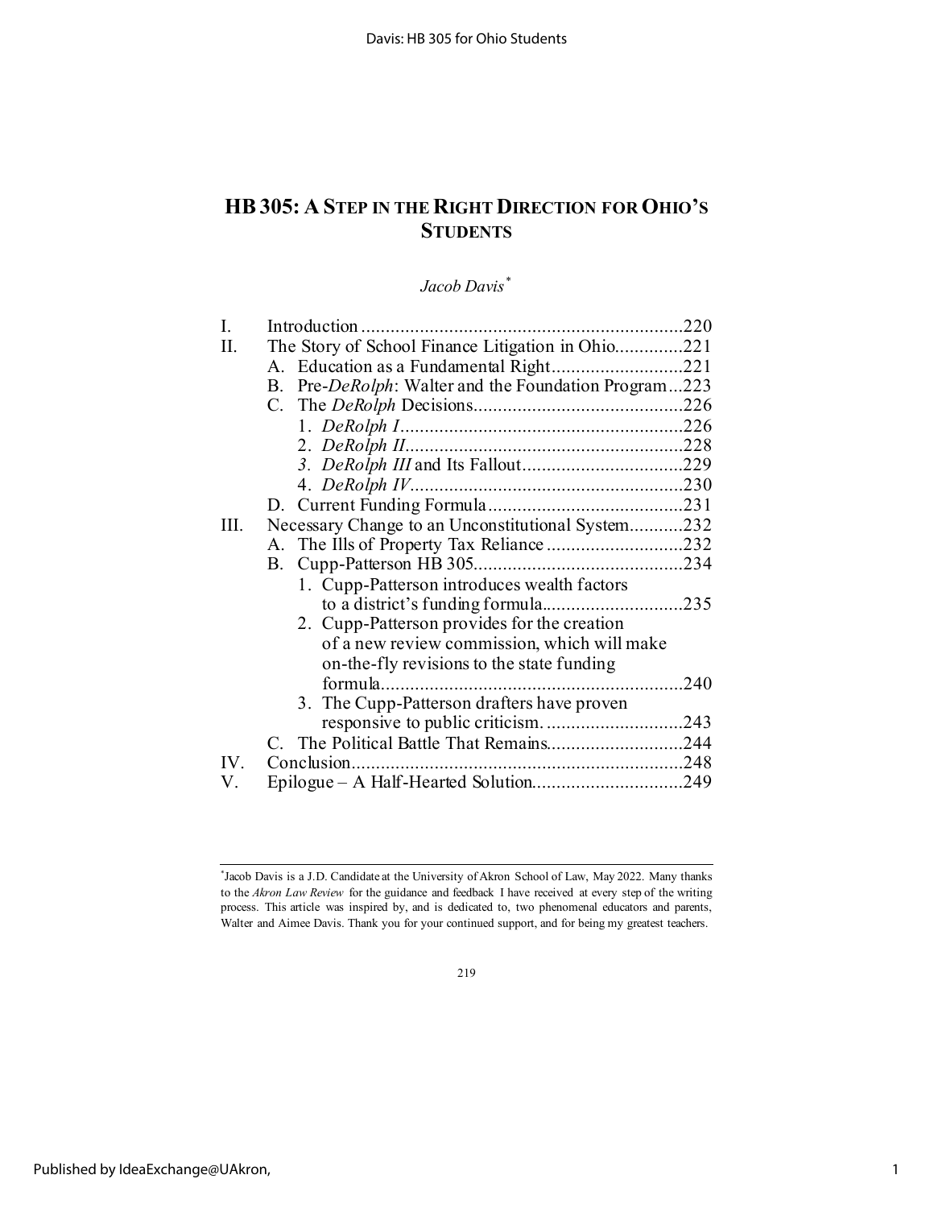# HB 305: A STEP IN THE RIGHT DIRECTION FOR OHIO'S STUDENTS

*Jacob Davis*[*]

| | | |
|---|---|---|
| I. | Introduction | 220 |
| II. | The Story of School Finance Litigation in Ohio | 221 |
| | A. Education as a Fundamental Right | 221 |
| | B. Pre-*DeRolph*: Walter and the Foundation Program | 223 |
| | C. The *DeRolph* Decisions | 226 |
| | 1. *DeRolph I* | 226 |
| | 2. *DeRolph II* | 228 |
| | 3. *DeRolph III* and Its Fallout | 229 |
| | 4. *DeRolph IV* | 230 |
| | D. Current Funding Formula | 231 |
| III. | Necessary Change to an Unconstitutional System | 232 |
| | A. The Ills of Property Tax Reliance | 232 |
| | B. Cupp-Patterson HB 305 | 234 |
| | 1. Cupp-Patterson introduces wealth factors to a district's funding formula | 235 |
| | 2. Cupp-Patterson provides for the creation of a new review commission, which will make on-the-fly revisions to the state funding formula | 240 |
| | 3. The Cupp-Patterson drafters have proven responsive to public criticism. | 243 |
| | C. The Political Battle That Remains | 244 |
| IV. | Conclusion | 248 |
| V. | Epilogue – A Half-Hearted Solution | 249 |

[*]Jacob Davis is a J.D. Candidate at the University of Akron School of Law, May 2022. Many thanks to the *Akron Law Review* for the guidance and feedback I have received at every step of the writing process. This article was inspired by, and is dedicated to, two phenomenal educators and parents, Walter and Aimee Davis. Thank you for your continued support, and for being my greatest teachers.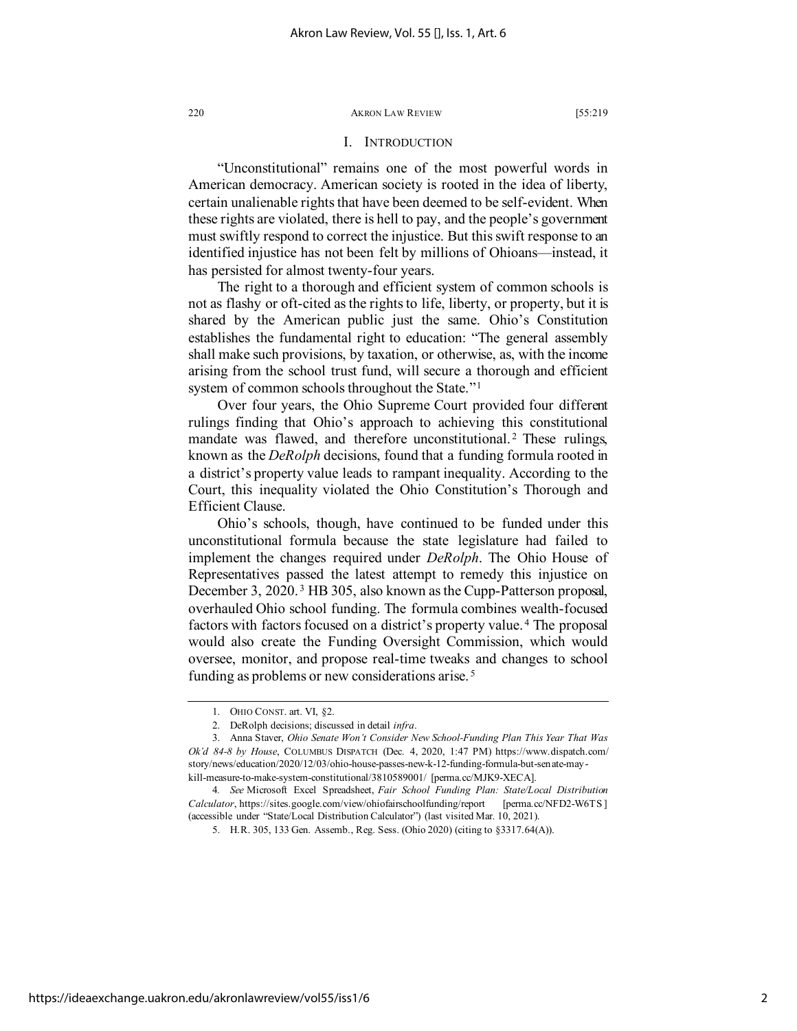## I. INTRODUCTION

"Unconstitutional" remains one of the most powerful words in American democracy. American society is rooted in the idea of liberty, certain unalienable rights that have been deemed to be self-evident. When these rights are violated, there is hell to pay, and the people's government must swiftly respond to correct the injustice. But this swift response to an identified injustice has not been felt by millions of Ohioans—instead, it has persisted for almost twenty-four years.

The right to a thorough and efficient system of common schools is not as flashy or oft-cited as the rights to life, liberty, or property, but it is shared by the American public just the same. Ohio's Constitution establishes the fundamental right to education: "The general assembly shall make such provisions, by taxation, or otherwise, as, with the income arising from the school trust fund, will secure a thorough and efficient system of common schools throughout the State."[1]

Over four years, the Ohio Supreme Court provided four different rulings finding that Ohio's approach to achieving this constitutional mandate was flawed, and therefore unconstitutional.[2] These rulings, known as the *DeRolph* decisions, found that a funding formula rooted in a district's property value leads to rampant inequality. According to the Court, this inequality violated the Ohio Constitution's Thorough and Efficient Clause.

Ohio's schools, though, have continued to be funded under this unconstitutional formula because the state legislature had failed to implement the changes required under *DeRolph*. The Ohio House of Representatives passed the latest attempt to remedy this injustice on December 3, 2020.[3] HB 305, also known as the Cupp-Patterson proposal, overhauled Ohio school funding. The formula combines wealth-focused factors with factors focused on a district's property value.[4] The proposal would also create the Funding Oversight Commission, which would oversee, monitor, and propose real-time tweaks and changes to school funding as problems or new considerations arise.[5]

---

1. OHIO CONST. art. VI, §2.

2. DeRolph decisions; discussed in detail *infra*.

3. Anna Staver, *Ohio Senate Won't Consider New School-Funding Plan This Year That Was Ok'd 84-8 by House*, COLUMBUS DISPATCH (Dec. 4, 2020, 1:47 PM) https://www.dispatch.com/story/news/education/2020/12/03/ohio-house-passes-new-k-12-funding-formula-but-senate-may-kill-measure-to-make-system-constitutional/3810589001/ [perma.cc/MJK9-XECA].

4. *See* Microsoft Excel Spreadsheet, *Fair School Funding Plan: State/Local Distribution Calculator*, https://sites.google.com/view/ohiofairschoolfunding/report [perma.cc/NFD2-W6TS] (accessible under "State/Local Distribution Calculator") (last visited Mar. 10, 2021).

5. H.R. 305, 133 Gen. Assemb., Reg. Sess. (Ohio 2020) (citing to §3317.64(A)).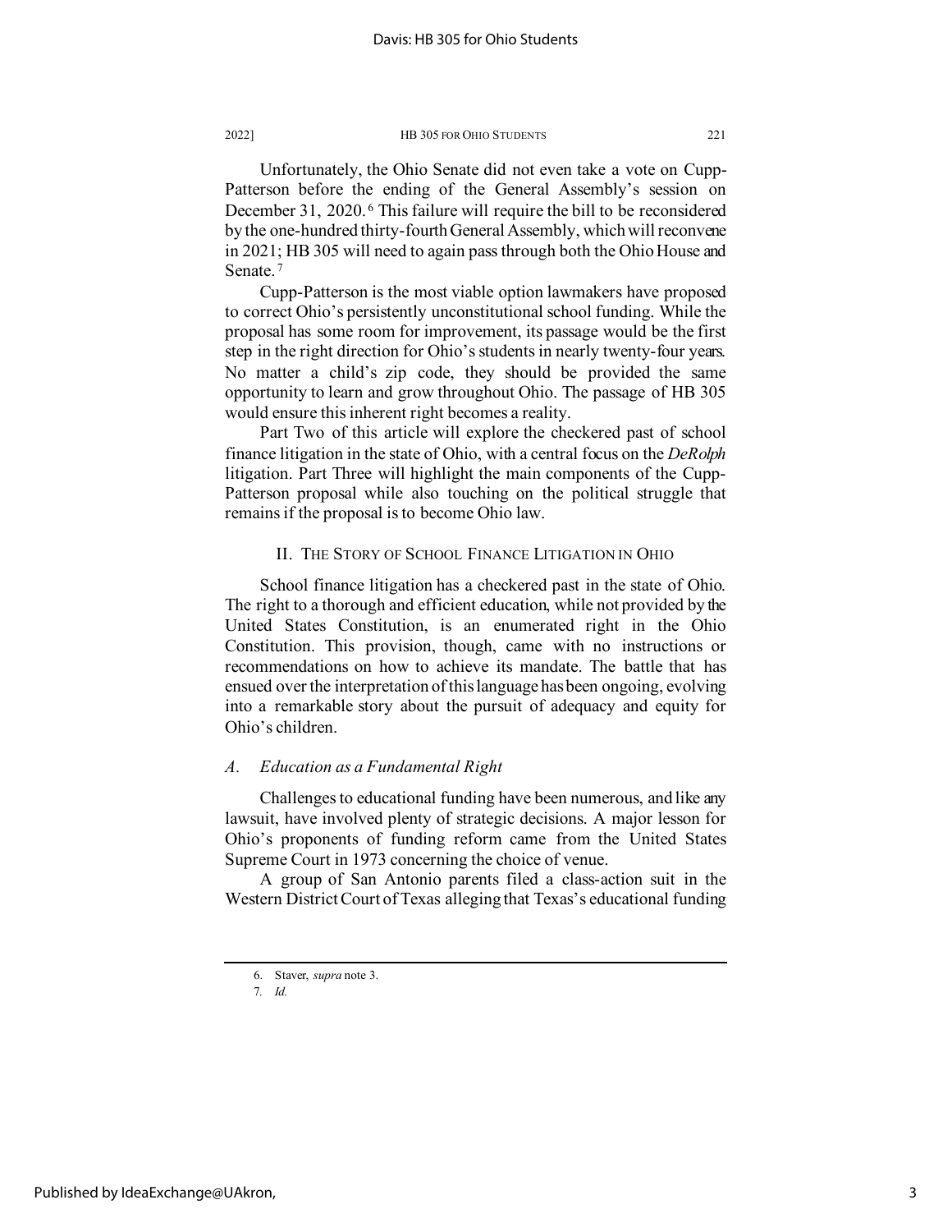Unfortunately, the Ohio Senate did not even take a vote on Cupp-Patterson before the ending of the General Assembly's session on December 31, 2020.[6] This failure will require the bill to be reconsidered by the one-hundred thirty-fourth General Assembly, which will reconvene in 2021; HB 305 will need to again pass through both the Ohio House and Senate.[7]

Cupp-Patterson is the most viable option lawmakers have proposed to correct Ohio's persistently unconstitutional school funding. While the proposal has some room for improvement, its passage would be the first step in the right direction for Ohio's students in nearly twenty-four years. No matter a child's zip code, they should be provided the same opportunity to learn and grow throughout Ohio. The passage of HB 305 would ensure this inherent right becomes a reality.

Part Two of this article will explore the checkered past of school finance litigation in the state of Ohio, with a central focus on the *DeRolph* litigation. Part Three will highlight the main components of the Cupp-Patterson proposal while also touching on the political struggle that remains if the proposal is to become Ohio law.

## II. The Story of School Finance Litigation in Ohio

School finance litigation has a checkered past in the state of Ohio. The right to a thorough and efficient education, while not provided by the United States Constitution, is an enumerated right in the Ohio Constitution. This provision, though, came with no instructions or recommendations on how to achieve its mandate. The battle that has ensued over the interpretation of this language has been ongoing, evolving into a remarkable story about the pursuit of adequacy and equity for Ohio's children.

### *A. Education as a Fundamental Right*

Challenges to educational funding have been numerous, and like any lawsuit, have involved plenty of strategic decisions. A major lesson for Ohio's proponents of funding reform came from the United States Supreme Court in 1973 concerning the choice of venue.

A group of San Antonio parents filed a class-action suit in the Western District Court of Texas alleging that Texas's educational funding

---

6. Staver, *supra* note 3.

7. *Id.*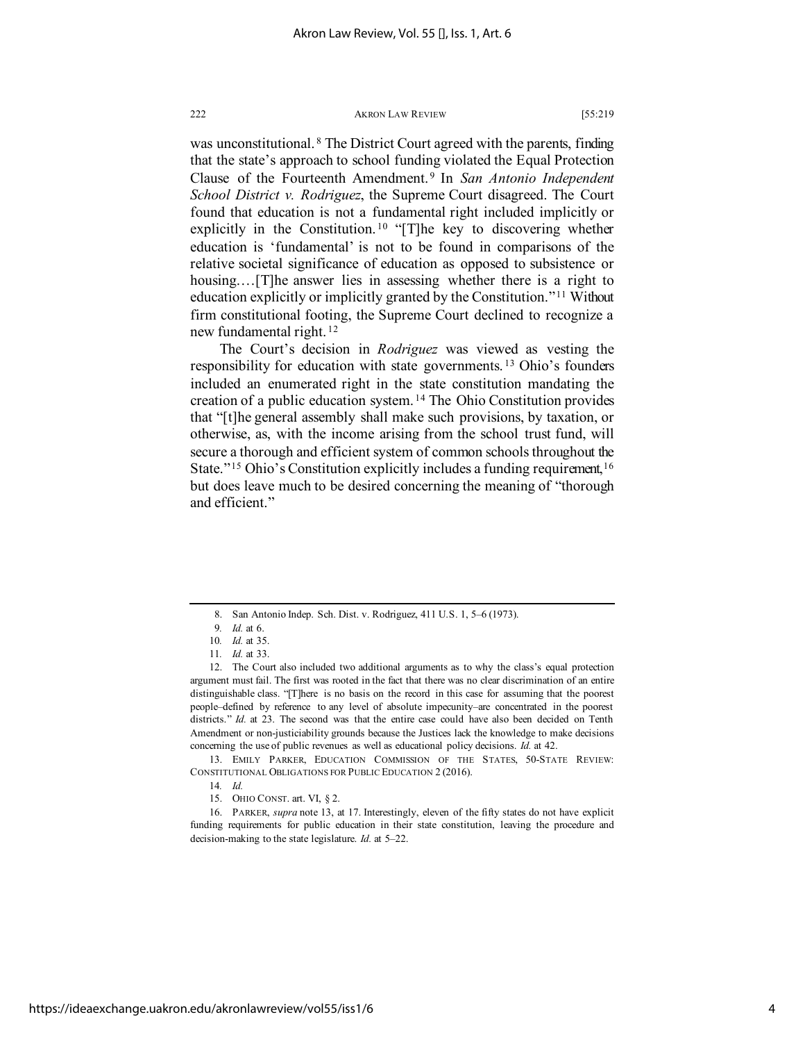was unconstitutional.[8] The District Court agreed with the parents, finding that the state's approach to school funding violated the Equal Protection Clause of the Fourteenth Amendment.[9] In *San Antonio Independent School District v. Rodriguez*, the Supreme Court disagreed. The Court found that education is not a fundamental right included implicitly or explicitly in the Constitution.[10] "[T]he key to discovering whether education is 'fundamental' is not to be found in comparisons of the relative societal significance of education as opposed to subsistence or housing.…[T]he answer lies in assessing whether there is a right to education explicitly or implicitly granted by the Constitution."[11] Without firm constitutional footing, the Supreme Court declined to recognize a new fundamental right.[12]

The Court's decision in *Rodriguez* was viewed as vesting the responsibility for education with state governments.[13] Ohio's founders included an enumerated right in the state constitution mandating the creation of a public education system.[14] The Ohio Constitution provides that "[t]he general assembly shall make such provisions, by taxation, or otherwise, as, with the income arising from the school trust fund, will secure a thorough and efficient system of common schools throughout the State."[15] Ohio's Constitution explicitly includes a funding requirement,[16] but does leave much to be desired concerning the meaning of "thorough and efficient."

---

8. San Antonio Indep. Sch. Dist. v. Rodriguez, 411 U.S. 1, 5–6 (1973).

9. *Id.* at 6.

10. *Id.* at 35.

11. *Id.* at 33.

12. The Court also included two additional arguments as to why the class's equal protection argument must fail. The first was rooted in the fact that there was no clear discrimination of an entire distinguishable class. "[T]here is no basis on the record in this case for assuming that the poorest people–defined by reference to any level of absolute impecunity–are concentrated in the poorest districts." *Id.* at 23. The second was that the entire case could have also been decided on Tenth Amendment or non-justiciability grounds because the Justices lack the knowledge to make decisions concerning the use of public revenues as well as educational policy decisions. *Id.* at 42.

13. EMILY PARKER, EDUCATION COMMISSION OF THE STATES, 50-STATE REVIEW: CONSTITUTIONAL OBLIGATIONS FOR PUBLIC EDUCATION 2 (2016).

14. *Id.*

15. OHIO CONST. art. VI, § 2.

16. PARKER, *supra* note 13, at 17. Interestingly, eleven of the fifty states do not have explicit funding requirements for public education in their state constitution, leaving the procedure and decision-making to the state legislature. *Id.* at 5–22.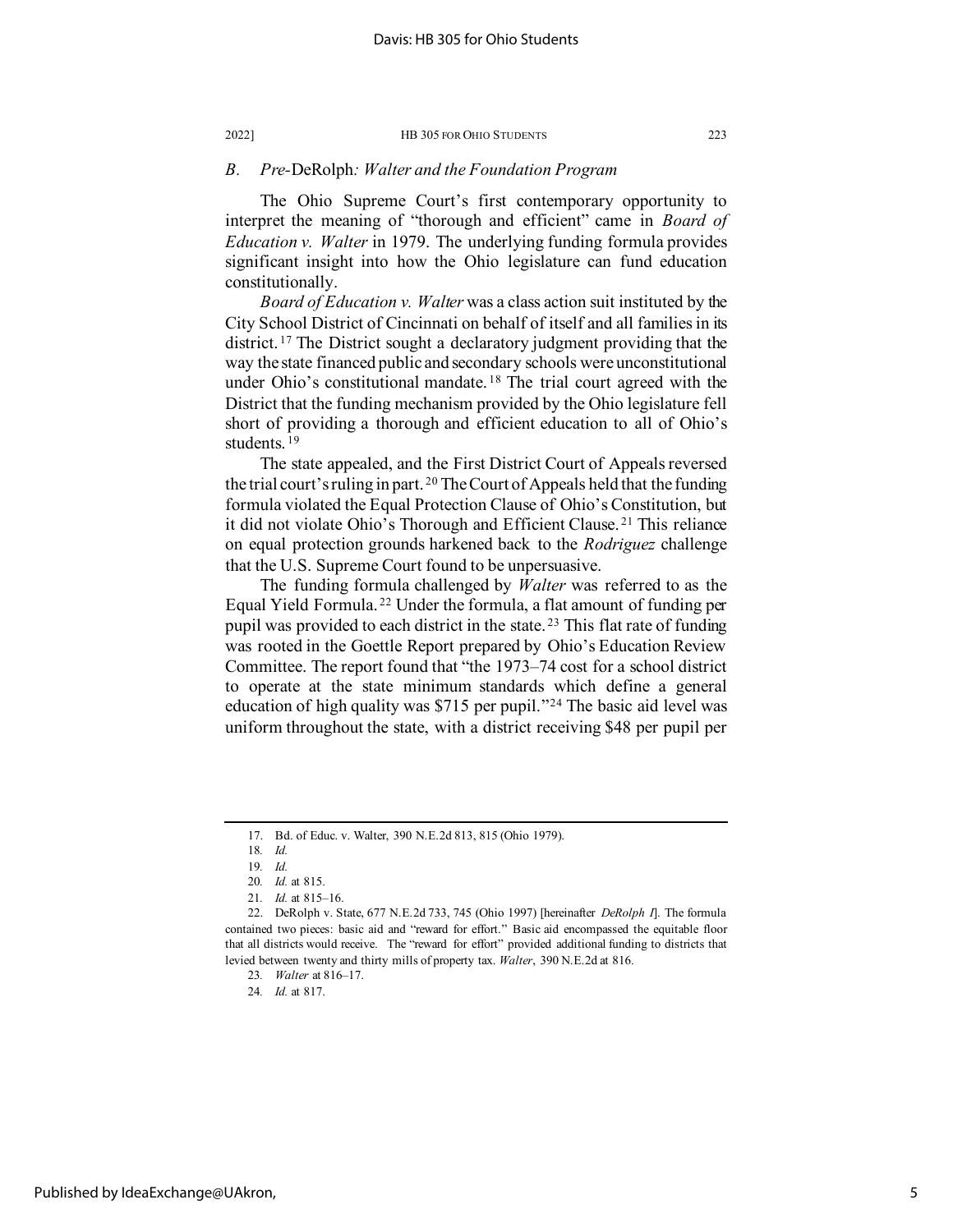### *B. Pre-*DeRolph*: Walter and the Foundation Program*

The Ohio Supreme Court's first contemporary opportunity to interpret the meaning of "thorough and efficient" came in *Board of Education v. Walter* in 1979. The underlying funding formula provides significant insight into how the Ohio legislature can fund education constitutionally.

*Board of Education v. Walter* was a class action suit instituted by the City School District of Cincinnati on behalf of itself and all families in its district.[17] The District sought a declaratory judgment providing that the way the state financed public and secondary schools were unconstitutional under Ohio's constitutional mandate.[18] The trial court agreed with the District that the funding mechanism provided by the Ohio legislature fell short of providing a thorough and efficient education to all of Ohio's students.[19]

The state appealed, and the First District Court of Appeals reversed the trial court's ruling in part.[20] The Court of Appeals held that the funding formula violated the Equal Protection Clause of Ohio's Constitution, but it did not violate Ohio's Thorough and Efficient Clause.[21] This reliance on equal protection grounds harkened back to the *Rodriguez* challenge that the U.S. Supreme Court found to be unpersuasive.

The funding formula challenged by *Walter* was referred to as the Equal Yield Formula.[22] Under the formula, a flat amount of funding per pupil was provided to each district in the state.[23] This flat rate of funding was rooted in the Goettle Report prepared by Ohio's Education Review Committee. The report found that "the 1973–74 cost for a school district to operate at the state minimum standards which define a general education of high quality was $715 per pupil."[24] The basic aid level was uniform throughout the state, with a district receiving $48 per pupil per

---

17. Bd. of Educ. v. Walter, 390 N.E.2d 813, 815 (Ohio 1979).

18. *Id.*

19. *Id.*

20. *Id.* at 815.

21. *Id.* at 815–16.

22. DeRolph v. State, 677 N.E.2d 733, 745 (Ohio 1997) [hereinafter *DeRolph I*]. The formula contained two pieces: basic aid and "reward for effort." Basic aid encompassed the equitable floor that all districts would receive. The "reward for effort" provided additional funding to districts that levied between twenty and thirty mills of property tax. *Walter*, 390 N.E.2d at 816.

23. *Walter* at 816–17.

24. *Id.* at 817.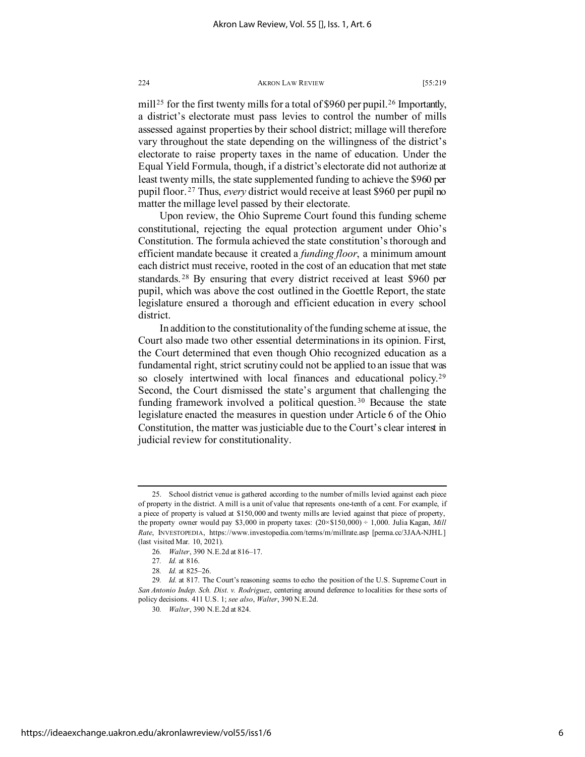mill[25] for the first twenty mills for a total of $960 per pupil.[26] Importantly, a district's electorate must pass levies to control the number of mills assessed against properties by their school district; millage will therefore vary throughout the state depending on the willingness of the district's electorate to raise property taxes in the name of education. Under the Equal Yield Formula, though, if a district's electorate did not authorize at least twenty mills, the state supplemented funding to achieve the $960 per pupil floor.[27] Thus, *every* district would receive at least $960 per pupil no matter the millage level passed by their electorate.

Upon review, the Ohio Supreme Court found this funding scheme constitutional, rejecting the equal protection argument under Ohio's Constitution. The formula achieved the state constitution's thorough and efficient mandate because it created a *funding floor*, a minimum amount each district must receive, rooted in the cost of an education that met state standards.[28] By ensuring that every district received at least $960 per pupil, which was above the cost outlined in the Goettle Report, the state legislature ensured a thorough and efficient education in every school district.

In addition to the constitutionality of the funding scheme at issue, the Court also made two other essential determinations in its opinion. First, the Court determined that even though Ohio recognized education as a fundamental right, strict scrutiny could not be applied to an issue that was so closely intertwined with local finances and educational policy.[29] Second, the Court dismissed the state's argument that challenging the funding framework involved a political question.[30] Because the state legislature enacted the measures in question under Article 6 of the Ohio Constitution, the matter was justiciable due to the Court's clear interest in judicial review for constitutionality.

---

25. School district venue is gathered according to the number of mills levied against each piece of property in the district. A mill is a unit of value that represents one-tenth of a cent. For example, if a piece of property is valued at $150,000 and twenty mills are levied against that piece of property, the property owner would pay $3,000 in property taxes: $(20\times\$150{,}000) \div 1{,}000$. Julia Kagan, *Mill Rate*, INVESTOPEDIA, https://www.investopedia.com/terms/m/millrate.asp [perma.cc/3JAA-NJHL] (last visited Mar. 10, 2021).

26. *Walter*, 390 N.E.2d at 816–17.

27. *Id.* at 816.

28. *Id.* at 825–26.

29. *Id.* at 817. The Court's reasoning seems to echo the position of the U.S. Supreme Court in *San Antonio Indep. Sch. Dist. v. Rodriguez*, centering around deference to localities for these sorts of policy decisions. 411 U.S. 1; *see also*, *Walter*, 390 N.E.2d.

30. *Walter*, 390 N.E.2d at 824.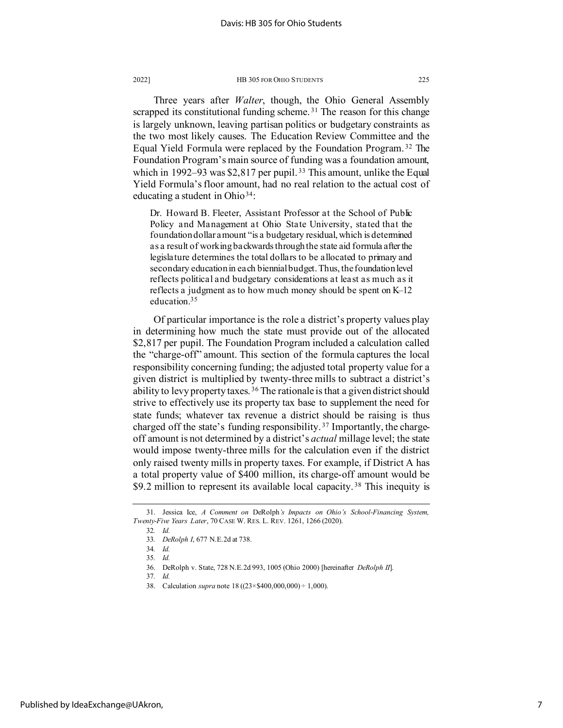Three years after *Walter*, though, the Ohio General Assembly scrapped its constitutional funding scheme.[31] The reason for this change is largely unknown, leaving partisan politics or budgetary constraints as the two most likely causes. The Education Review Committee and the Equal Yield Formula were replaced by the Foundation Program.[32] The Foundation Program's main source of funding was a foundation amount, which in 1992–93 was $2,817 per pupil.[33] This amount, unlike the Equal Yield Formula's floor amount, had no real relation to the actual cost of educating a student in Ohio[34]:

> Dr. Howard B. Fleeter, Assistant Professor at the School of Public Policy and Management at Ohio State University, stated that the foundation dollar amount "is a budgetary residual, which is determined as a result of working backwards through the state aid formula after the legislature determines the total dollars to be allocated to primary and secondary education in each biennial budget. Thus, the foundation level reflects political and budgetary considerations at least as much as it reflects a judgment as to how much money should be spent on K–12 education.[35]

Of particular importance is the role a district's property values play in determining how much the state must provide out of the allocated $2,817 per pupil. The Foundation Program included a calculation called the "charge-off" amount. This section of the formula captures the local responsibility concerning funding; the adjusted total property value for a given district is multiplied by twenty-three mills to subtract a district's ability to levy property taxes.[36] The rationale is that a given district should strive to effectively use its property tax base to supplement the need for state funds; whatever tax revenue a district should be raising is thus charged off the state's funding responsibility.[37] Importantly, the charge-off amount is not determined by a district's *actual* millage level; the state would impose twenty-three mills for the calculation even if the district only raised twenty mills in property taxes. For example, if District A has a total property value of $400 million, its charge-off amount would be $9.2 million to represent its available local capacity.[38] This inequity is

---

31. Jessica Ice, *A Comment on* DeRolph*'s Impacts on Ohio's School-Financing System, Twenty-Five Years Later*, 70 CASE W. RES. L. REV. 1261, 1266 (2020).

32. *Id.*

33. *DeRolph I*, 677 N.E.2d at 738.

34. *Id.*

35. *Id.*

36. DeRolph v. State, 728 N.E.2d 993, 1005 (Ohio 2000) [hereinafter *DeRolph II*].

37. *Id.*

38. Calculation *supra* note 18 ((23×$400,000,000) ÷ 1,000).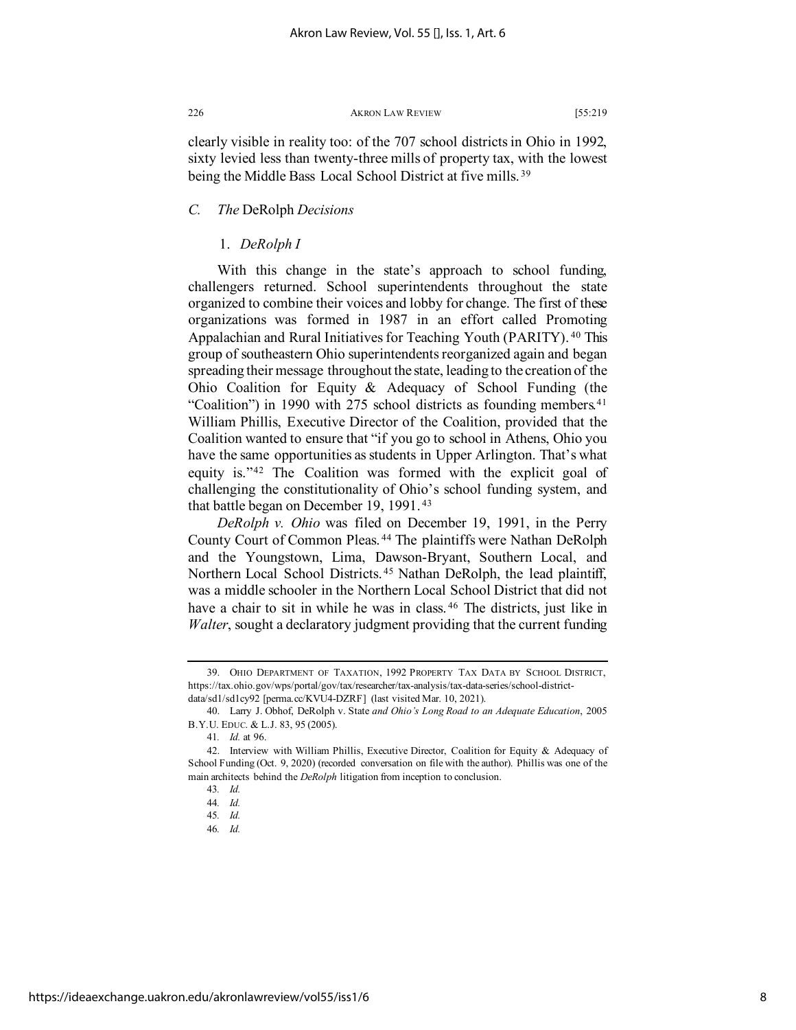clearly visible in reality too: of the 707 school districts in Ohio in 1992, sixty levied less than twenty-three mills of property tax, with the lowest being the Middle Bass Local School District at five mills.[39]

### *C. The* DeRolph *Decisions*

#### 1. *DeRolph I*

With this change in the state's approach to school funding, challengers returned. School superintendents throughout the state organized to combine their voices and lobby for change. The first of these organizations was formed in 1987 in an effort called Promoting Appalachian and Rural Initiatives for Teaching Youth (PARITY).[40] This group of southeastern Ohio superintendents reorganized again and began spreading their message throughout the state, leading to the creation of the Ohio Coalition for Equity & Adequacy of School Funding (the "Coalition") in 1990 with 275 school districts as founding members.[41] William Phillis, Executive Director of the Coalition, provided that the Coalition wanted to ensure that "if you go to school in Athens, Ohio you have the same opportunities as students in Upper Arlington. That's what equity is."[42] The Coalition was formed with the explicit goal of challenging the constitutionality of Ohio's school funding system, and that battle began on December 19, 1991.[43]

*DeRolph v. Ohio* was filed on December 19, 1991, in the Perry County Court of Common Pleas.[44] The plaintiffs were Nathan DeRolph and the Youngstown, Lima, Dawson-Bryant, Southern Local, and Northern Local School Districts.[45] Nathan DeRolph, the lead plaintiff, was a middle schooler in the Northern Local School District that did not have a chair to sit in while he was in class.[46] The districts, just like in *Walter*, sought a declaratory judgment providing that the current funding

---

39. OHIO DEPARTMENT OF TAXATION, 1992 PROPERTY TAX DATA BY SCHOOL DISTRICT, https://tax.ohio.gov/wps/portal/gov/tax/researcher/tax-analysis/tax-data-series/school-district-data/sd1/sd1cy92 [perma.cc/KVU4-DZRF] (last visited Mar. 10, 2021).

40. Larry J. Obhof, DeRolph v. State *and Ohio's Long Road to an Adequate Education*, 2005 B.Y.U. EDUC. & L.J. 83, 95 (2005).

41. *Id.* at 96.

42. Interview with William Phillis, Executive Director, Coalition for Equity & Adequacy of School Funding (Oct. 9, 2020) (recorded conversation on file with the author). Phillis was one of the main architects behind the *DeRolph* litigation from inception to conclusion.

43. *Id.*

44. *Id.*

45. *Id.*

46. *Id.*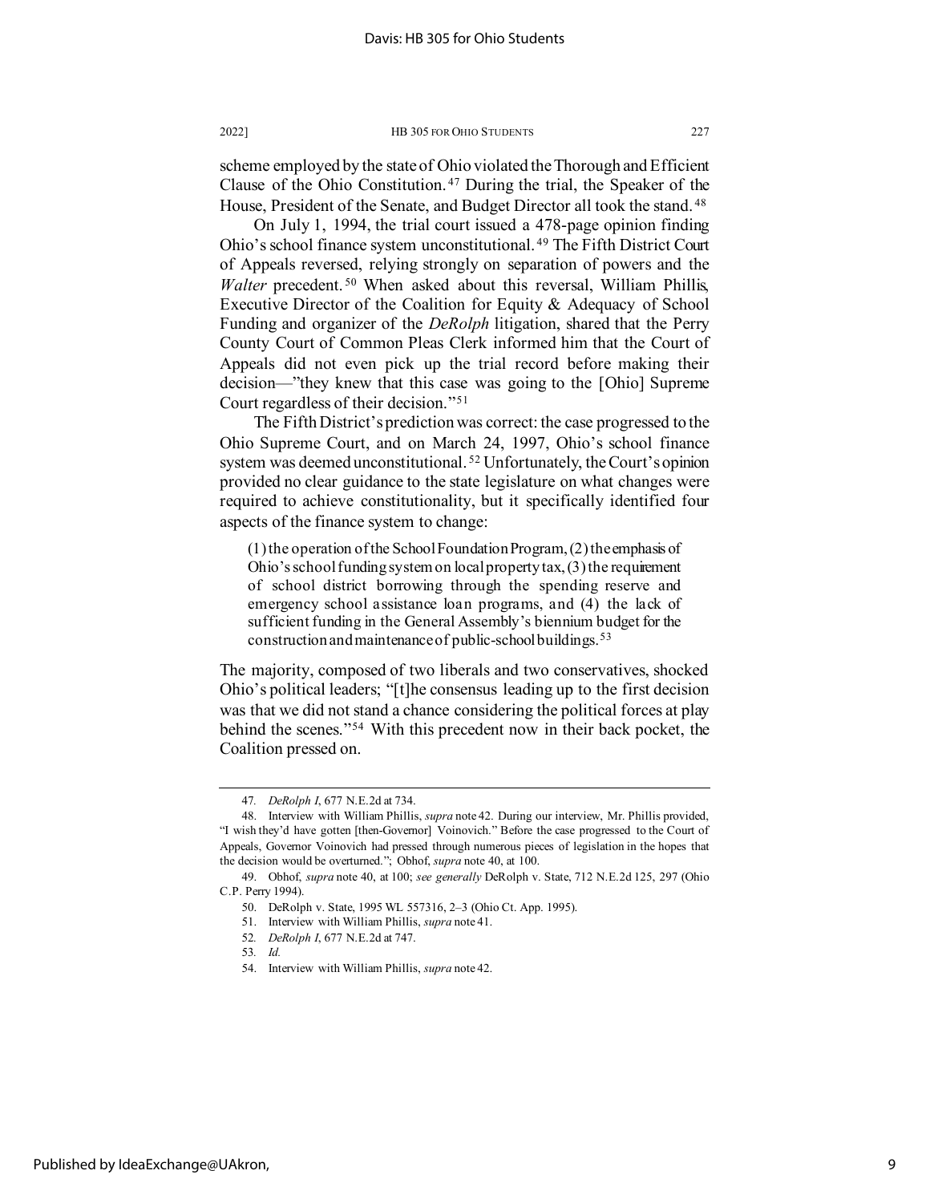scheme employed by the state of Ohio violated the Thorough and Efficient Clause of the Ohio Constitution.[47] During the trial, the Speaker of the House, President of the Senate, and Budget Director all took the stand.[48]

On July 1, 1994, the trial court issued a 478-page opinion finding Ohio's school finance system unconstitutional.[49] The Fifth District Court of Appeals reversed, relying strongly on separation of powers and the *Walter* precedent.[50] When asked about this reversal, William Phillis, Executive Director of the Coalition for Equity & Adequacy of School Funding and organizer of the *DeRolph* litigation, shared that the Perry County Court of Common Pleas Clerk informed him that the Court of Appeals did not even pick up the trial record before making their decision—"they knew that this case was going to the [Ohio] Supreme Court regardless of their decision."[51]

The Fifth District's prediction was correct: the case progressed to the Ohio Supreme Court, and on March 24, 1997, Ohio's school finance system was deemed unconstitutional.[52] Unfortunately, the Court's opinion provided no clear guidance to the state legislature on what changes were required to achieve constitutionality, but it specifically identified four aspects of the finance system to change:

> (1) the operation of the School Foundation Program, (2) the emphasis of Ohio's school funding system on local property tax, (3) the requirement of school district borrowing through the spending reserve and emergency school assistance loan programs, and (4) the lack of sufficient funding in the General Assembly's biennium budget for the construction and maintenance of public-school buildings.[53]

The majority, composed of two liberals and two conservatives, shocked Ohio's political leaders; "[t]he consensus leading up to the first decision was that we did not stand a chance considering the political forces at play behind the scenes."[54] With this precedent now in their back pocket, the Coalition pressed on.

---

47. *DeRolph I*, 677 N.E.2d at 734.

48. Interview with William Phillis, *supra* note 42. During our interview, Mr. Phillis provided, "I wish they'd have gotten [then-Governor] Voinovich." Before the case progressed to the Court of Appeals, Governor Voinovich had pressed through numerous pieces of legislation in the hopes that the decision would be overturned."; Obhof, *supra* note 40, at 100.

49. Obhof, *supra* note 40, at 100; *see generally* DeRolph v. State, 712 N.E.2d 125, 297 (Ohio C.P. Perry 1994).

50. DeRolph v. State, 1995 WL 557316, 2–3 (Ohio Ct. App. 1995).

51. Interview with William Phillis, *supra* note 41.

52. *DeRolph I*, 677 N.E.2d at 747.

53. *Id.*

54. Interview with William Phillis, *supra* note 42.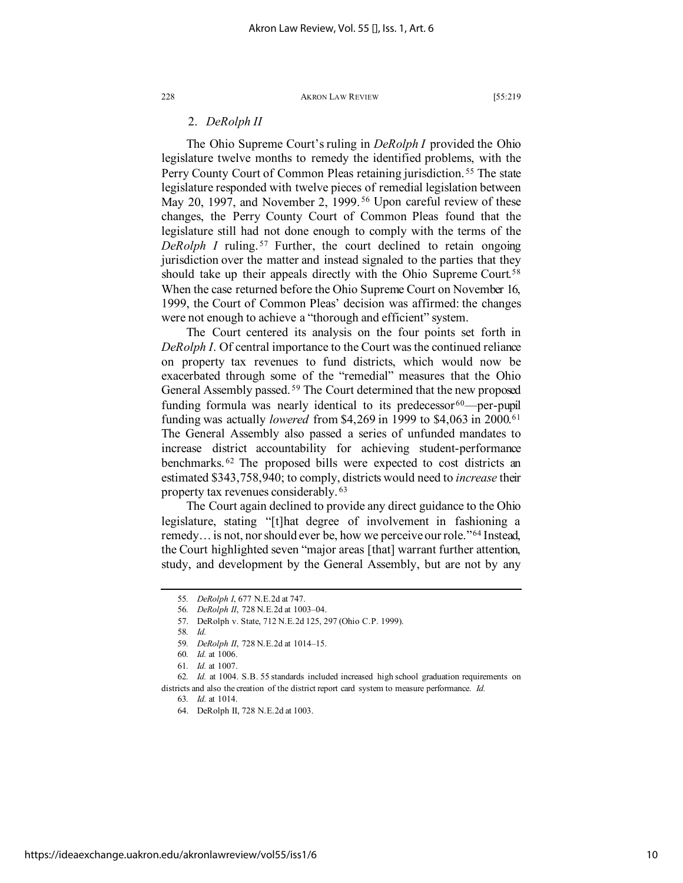### 2. *DeRolph II*

The Ohio Supreme Court's ruling in *DeRolph I* provided the Ohio legislature twelve months to remedy the identified problems, with the Perry County Court of Common Pleas retaining jurisdiction.[55] The state legislature responded with twelve pieces of remedial legislation between May 20, 1997, and November 2, 1999.[56] Upon careful review of these changes, the Perry County Court of Common Pleas found that the legislature still had not done enough to comply with the terms of the *DeRolph I* ruling.[57] Further, the court declined to retain ongoing jurisdiction over the matter and instead signaled to the parties that they should take up their appeals directly with the Ohio Supreme Court.[58] When the case returned before the Ohio Supreme Court on November 16, 1999, the Court of Common Pleas' decision was affirmed: the changes were not enough to achieve a "thorough and efficient" system.

The Court centered its analysis on the four points set forth in *DeRolph I*. Of central importance to the Court was the continued reliance on property tax revenues to fund districts, which would now be exacerbated through some of the "remedial" measures that the Ohio General Assembly passed.[59] The Court determined that the new proposed funding formula was nearly identical to its predecessor[60]—per-pupil funding was actually *lowered* from $4,269 in 1999 to $4,063 in 2000.[61] The General Assembly also passed a series of unfunded mandates to increase district accountability for achieving student-performance benchmarks.[62] The proposed bills were expected to cost districts an estimated $343,758,940; to comply, districts would need to *increase* their property tax revenues considerably.[63]

The Court again declined to provide any direct guidance to the Ohio legislature, stating "[t]hat degree of involvement in fashioning a remedy… is not, nor should ever be, how we perceive our role."[64] Instead, the Court highlighted seven "major areas [that] warrant further attention, study, and development by the General Assembly, but are not by any

---

55. *DeRolph I*, 677 N.E.2d at 747.

56. *DeRolph II*, 728 N.E.2d at 1003–04.

57. DeRolph v. State, 712 N.E.2d 125, 297 (Ohio C.P. 1999).

58. *Id.*

59. *DeRolph II*, 728 N.E.2d at 1014–15.

60. *Id.* at 1006.

61. *Id.* at 1007.

62. *Id.* at 1004. S.B. 55 standards included increased high school graduation requirements on districts and also the creation of the district report card system to measure performance. *Id.*

63. *Id.* at 1014.

64. DeRolph II, 728 N.E.2d at 1003.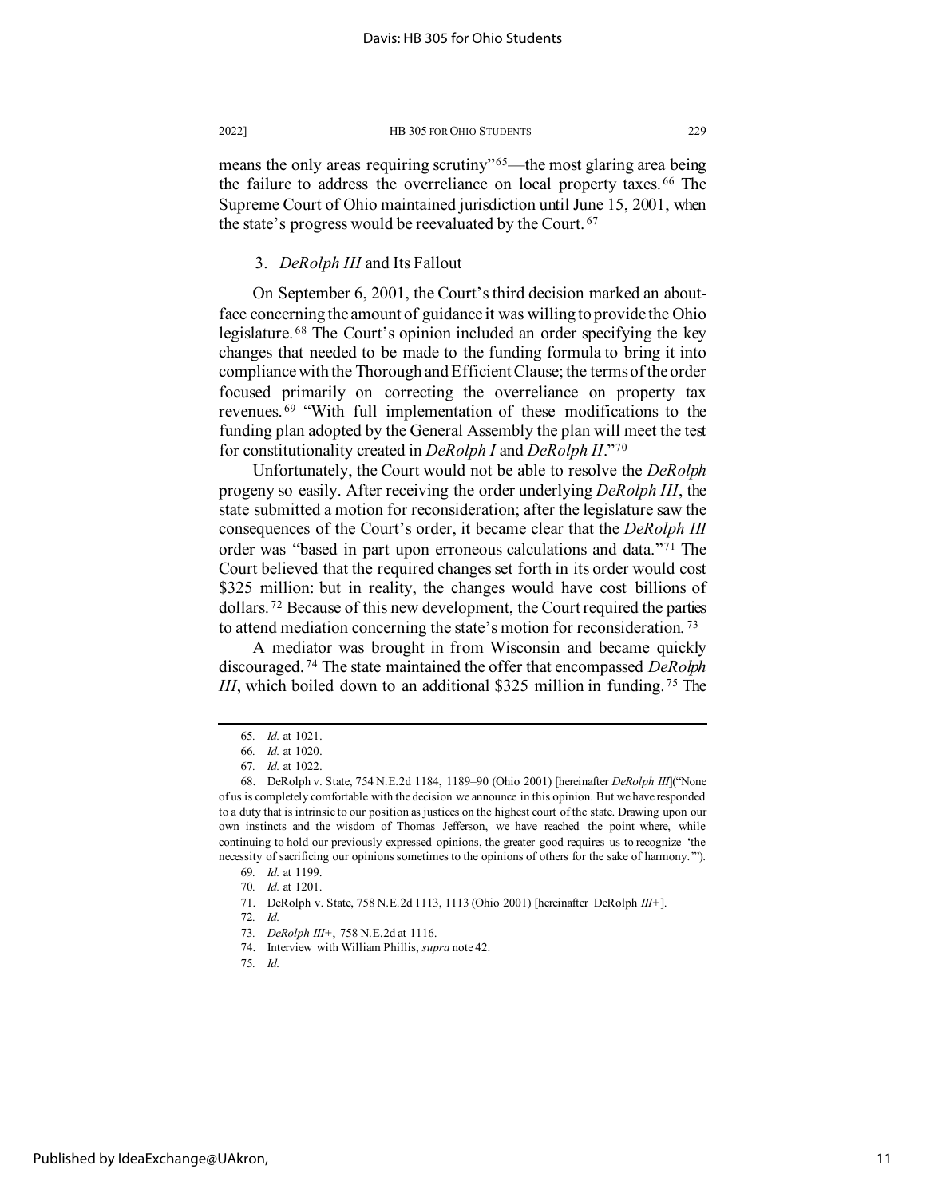means the only areas requiring scrutiny"[65]—the most glaring area being the failure to address the overreliance on local property taxes.[66] The Supreme Court of Ohio maintained jurisdiction until June 15, 2001, when the state's progress would be reevaluated by the Court.[67]

### 3. *DeRolph III* and Its Fallout

On September 6, 2001, the Court's third decision marked an about-face concerning the amount of guidance it was willing to provide the Ohio legislature.[68] The Court's opinion included an order specifying the key changes that needed to be made to the funding formula to bring it into compliance with the Thorough and Efficient Clause; the terms of the order focused primarily on correcting the overreliance on property tax revenues.[69] "With full implementation of these modifications to the funding plan adopted by the General Assembly the plan will meet the test for constitutionality created in *DeRolph I* and *DeRolph II*."[70]

Unfortunately, the Court would not be able to resolve the *DeRolph* progeny so easily. After receiving the order underlying *DeRolph III*, the state submitted a motion for reconsideration; after the legislature saw the consequences of the Court's order, it became clear that the *DeRolph III* order was "based in part upon erroneous calculations and data."[71] The Court believed that the required changes set forth in its order would cost $325 million: but in reality, the changes would have cost billions of dollars.[72] Because of this new development, the Court required the parties to attend mediation concerning the state's motion for reconsideration.[73]

A mediator was brought in from Wisconsin and became quickly discouraged.[74] The state maintained the offer that encompassed *DeRolph III*, which boiled down to an additional $325 million in funding.[75] The

---

65. *Id.* at 1021.

66. *Id.* at 1020.

67. *Id.* at 1022.

68. DeRolph v. State, 754 N.E.2d 1184, 1189–90 (Ohio 2001) [hereinafter *DeRolph III*]("None of us is completely comfortable with the decision we announce in this opinion. But we have responded to a duty that is intrinsic to our position as justices on the highest court of the state. Drawing upon our own instincts and the wisdom of Thomas Jefferson, we have reached the point where, while continuing to hold our previously expressed opinions, the greater good requires us to recognize 'the necessity of sacrificing our opinions sometimes to the opinions of others for the sake of harmony.'").

69. *Id.* at 1199.

70. *Id.* at 1201.

71. DeRolph v. State, 758 N.E.2d 1113, 1113 (Ohio 2001) [hereinafter DeRolph *III+*].

72. *Id.*

73. *DeRolph III+*, 758 N.E.2d at 1116.

74. Interview with William Phillis, *supra* note 42.

75. *Id.*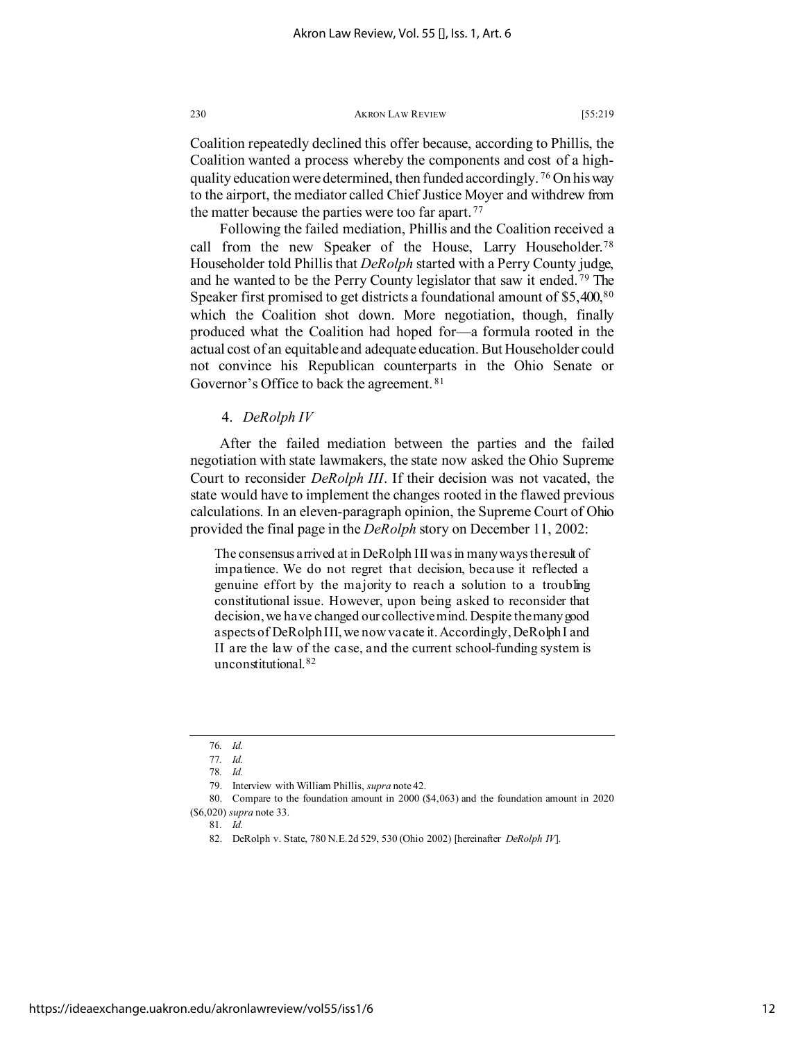Coalition repeatedly declined this offer because, according to Phillis, the Coalition wanted a process whereby the components and cost of a high-quality education were determined, then funded accordingly.[76] On his way to the airport, the mediator called Chief Justice Moyer and withdrew from the matter because the parties were too far apart.[77]

Following the failed mediation, Phillis and the Coalition received a call from the new Speaker of the House, Larry Householder.[78] Householder told Phillis that *DeRolph* started with a Perry County judge, and he wanted to be the Perry County legislator that saw it ended.[79] The Speaker first promised to get districts a foundational amount of $5,400,[80] which the Coalition shot down. More negotiation, though, finally produced what the Coalition had hoped for—a formula rooted in the actual cost of an equitable and adequate education. But Householder could not convince his Republican counterparts in the Ohio Senate or Governor's Office to back the agreement.[81]

### 4. *DeRolph IV*

After the failed mediation between the parties and the failed negotiation with state lawmakers, the state now asked the Ohio Supreme Court to reconsider *DeRolph III*. If their decision was not vacated, the state would have to implement the changes rooted in the flawed previous calculations. In an eleven-paragraph opinion, the Supreme Court of Ohio provided the final page in the *DeRolph* story on December 11, 2002:

> The consensus arrived at in DeRolph III was in many ways the result of impatience. We do not regret that decision, because it reflected a genuine effort by the majority to reach a solution to a troubling constitutional issue. However, upon being asked to reconsider that decision, we have changed our collective mind. Despite the many good aspects of DeRolph III, we now vacate it. Accordingly, DeRolph I and II are the law of the case, and the current school-funding system is unconstitutional.[82]

---

76. *Id.*

77. *Id.*

78. *Id.*

79. Interview with William Phillis, *supra* note 42.

80. Compare to the foundation amount in 2000 ($4,063) and the foundation amount in 2020 ($6,020) *supra* note 33.

81. *Id.*

82. DeRolph v. State, 780 N.E.2d 529, 530 (Ohio 2002) [hereinafter *DeRolph IV*].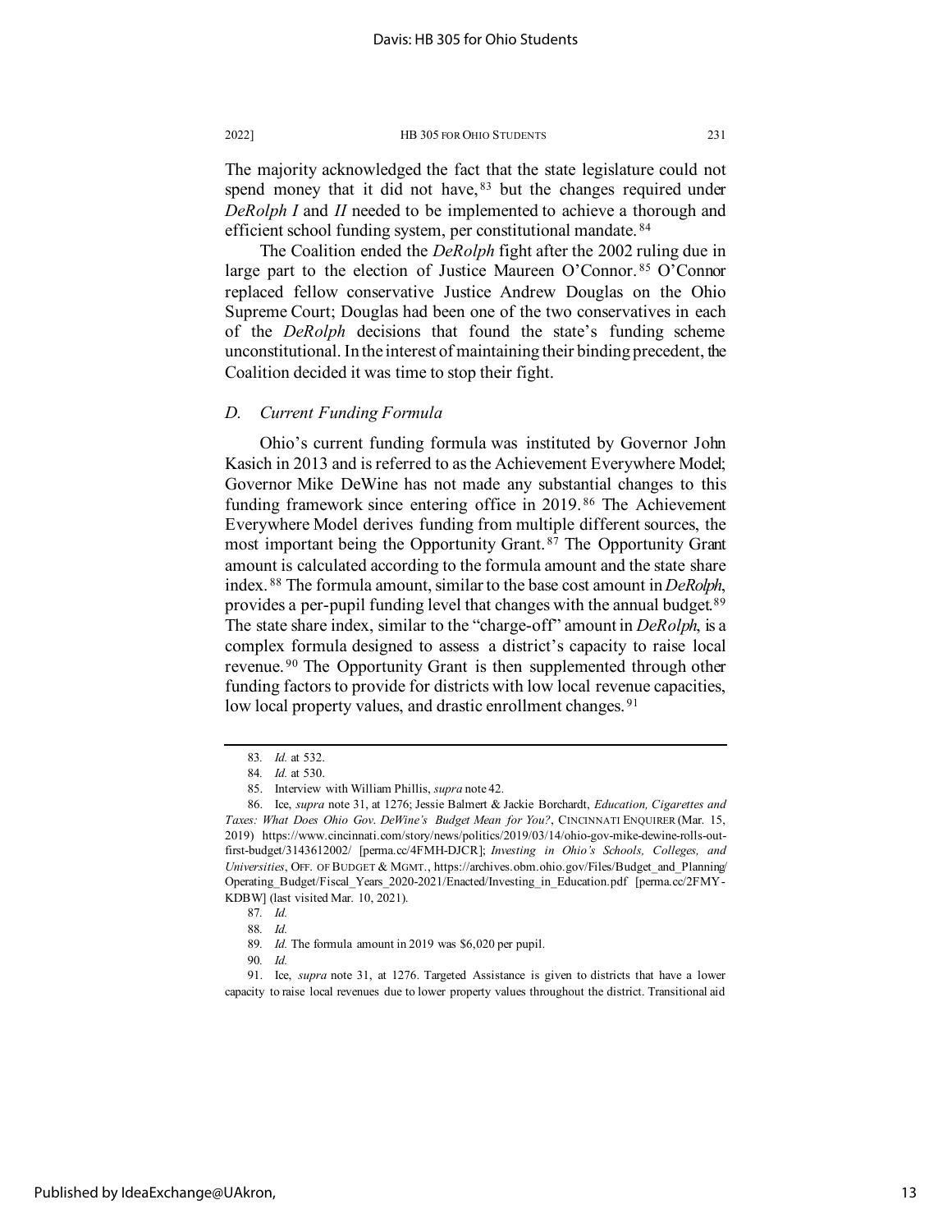The majority acknowledged the fact that the state legislature could not spend money that it did not have,[83] but the changes required under *DeRolph I* and *II* needed to be implemented to achieve a thorough and efficient school funding system, per constitutional mandate.[84]

The Coalition ended the *DeRolph* fight after the 2002 ruling due in large part to the election of Justice Maureen O'Connor.[85] O'Connor replaced fellow conservative Justice Andrew Douglas on the Ohio Supreme Court; Douglas had been one of the two conservatives in each of the *DeRolph* decisions that found the state's funding scheme unconstitutional. In the interest of maintaining their binding precedent, the Coalition decided it was time to stop their fight.

### *D. Current Funding Formula*

Ohio's current funding formula was instituted by Governor John Kasich in 2013 and is referred to as the Achievement Everywhere Model; Governor Mike DeWine has not made any substantial changes to this funding framework since entering office in 2019.[86] The Achievement Everywhere Model derives funding from multiple different sources, the most important being the Opportunity Grant.[87] The Opportunity Grant amount is calculated according to the formula amount and the state share index.[88] The formula amount, similar to the base cost amount in *DeRolph*, provides a per-pupil funding level that changes with the annual budget.[89] The state share index, similar to the "charge-off" amount in *DeRolph*, is a complex formula designed to assess a district's capacity to raise local revenue.[90] The Opportunity Grant is then supplemented through other funding factors to provide for districts with low local revenue capacities, low local property values, and drastic enrollment changes.[91]

---

83. *Id.* at 532.

84. *Id.* at 530.

85. Interview with William Phillis, *supra* note 42.

86. Ice, *supra* note 31, at 1276; Jessie Balmert & Jackie Borchardt, *Education, Cigarettes and Taxes: What Does Ohio Gov. DeWine's Budget Mean for You?*, CINCINNATI ENQUIRER (Mar. 15, 2019) https://www.cincinnati.com/story/news/politics/2019/03/14/ohio-gov-mike-dewine-rolls-out-first-budget/3143612002/ [perma.cc/4FMH-DJCR]; *Investing in Ohio's Schools, Colleges, and Universities*, OFF. OF BUDGET & MGMT., https://archives.obm.ohio.gov/Files/Budget_and_Planning/Operating_Budget/Fiscal_Years_2020-2021/Enacted/Investing_in_Education.pdf [perma.cc/2FMY-KDBW] (last visited Mar. 10, 2021).

87. *Id.*

88. *Id.*

89. *Id.* The formula amount in 2019 was $6,020 per pupil.

90. *Id.*

91. Ice, *supra* note 31, at 1276. Targeted Assistance is given to districts that have a lower capacity to raise local revenues due to lower property values throughout the district. Transitional aid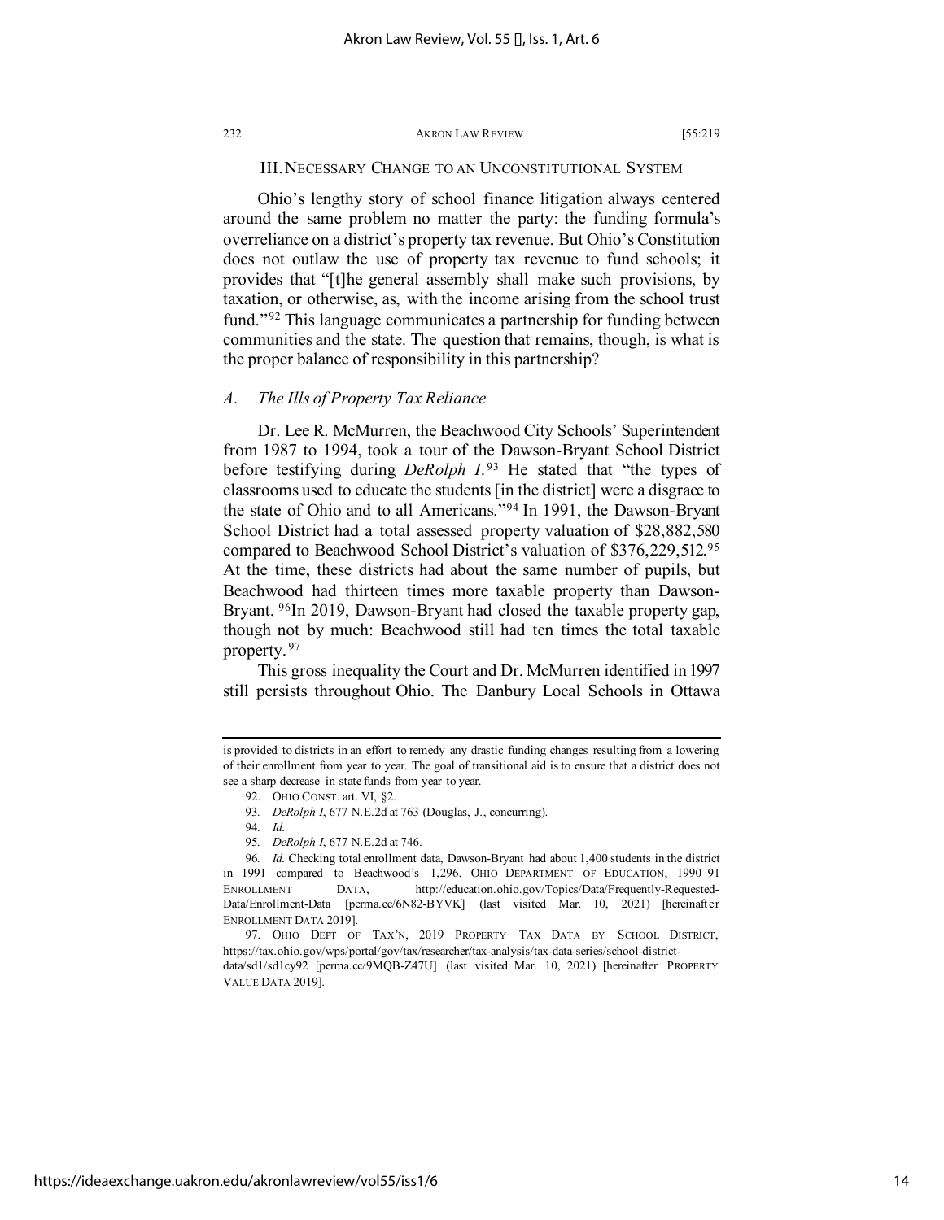## III. NECESSARY CHANGE TO AN UNCONSTITUTIONAL SYSTEM

Ohio's lengthy story of school finance litigation always centered around the same problem no matter the party: the funding formula's overreliance on a district's property tax revenue. But Ohio's Constitution does not outlaw the use of property tax revenue to fund schools; it provides that "[t]he general assembly shall make such provisions, by taxation, or otherwise, as, with the income arising from the school trust fund."[92] This language communicates a partnership for funding between communities and the state. The question that remains, though, is what is the proper balance of responsibility in this partnership?

### *A. The Ills of Property Tax Reliance*

Dr. Lee R. McMurren, the Beachwood City Schools' Superintendent from 1987 to 1994, took a tour of the Dawson-Bryant School District before testifying during *DeRolph I*.[93] He stated that "the types of classrooms used to educate the students [in the district] were a disgrace to the state of Ohio and to all Americans."[94] In 1991, the Dawson-Bryant School District had a total assessed property valuation of $28,882,580 compared to Beachwood School District's valuation of $376,229,512.[95] At the time, these districts had about the same number of pupils, but Beachwood had thirteen times more taxable property than Dawson-Bryant.[96] In 2019, Dawson-Bryant had closed the taxable property gap, though not by much: Beachwood still had ten times the total taxable property.[97]

This gross inequality the Court and Dr. McMurren identified in 1997 still persists throughout Ohio. The Danbury Local Schools in Ottawa

---

is provided to districts in an effort to remedy any drastic funding changes resulting from a lowering of their enrollment from year to year. The goal of transitional aid is to ensure that a district does not see a sharp decrease in state funds from year to year.

92. OHIO CONST. art. VI, §2.

93. *DeRolph I*, 677 N.E.2d at 763 (Douglas, J., concurring).

94. *Id.*

95. *DeRolph I*, 677 N.E.2d at 746.

96. *Id.* Checking total enrollment data, Dawson-Bryant had about 1,400 students in the district in 1991 compared to Beachwood's 1,296. OHIO DEPARTMENT OF EDUCATION, 1990–91 ENROLLMENT DATA, http://education.ohio.gov/Topics/Data/Frequently-Requested-Data/Enrollment-Data [perma.cc/6N82-BYVK] (last visited Mar. 10, 2021) [hereinafter ENROLLMENT DATA 2019].

97. OHIO DEPT OF TAX'N, 2019 PROPERTY TAX DATA BY SCHOOL DISTRICT, https://tax.ohio.gov/wps/portal/gov/tax/researcher/tax-analysis/tax-data-series/school-district-data/sd1/sd1cy92 [perma.cc/9MQB-Z47U] (last visited Mar. 10, 2021) [hereinafter PROPERTY VALUE DATA 2019].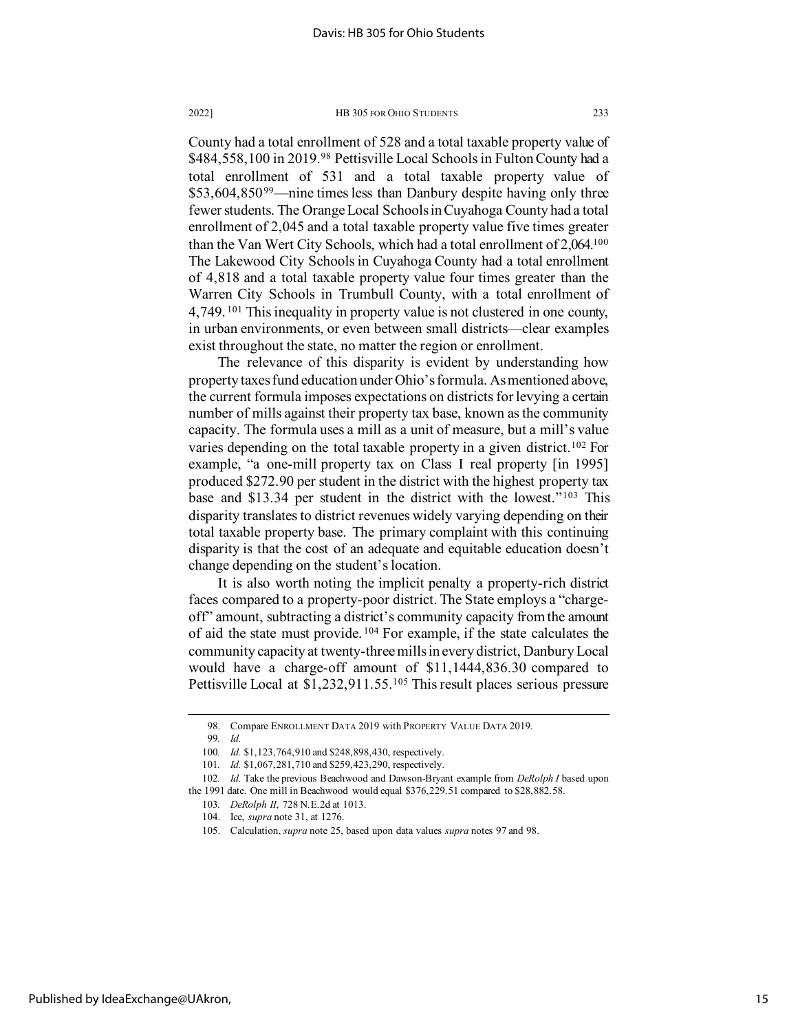County had a total enrollment of 528 and a total taxable property value of $484,558,100 in 2019.[98] Pettisville Local Schools in Fulton County had a total enrollment of 531 and a total taxable property value of $53,604,850[99]—nine times less than Danbury despite having only three fewer students. The Orange Local Schools in Cuyahoga County had a total enrollment of 2,045 and a total taxable property value five times greater than the Van Wert City Schools, which had a total enrollment of 2,064.[100] The Lakewood City Schools in Cuyahoga County had a total enrollment of 4,818 and a total taxable property value four times greater than the Warren City Schools in Trumbull County, with a total enrollment of 4,749.[101] This inequality in property value is not clustered in one county, in urban environments, or even between small districts—clear examples exist throughout the state, no matter the region or enrollment.

The relevance of this disparity is evident by understanding how property taxes fund education under Ohio's formula. As mentioned above, the current formula imposes expectations on districts for levying a certain number of mills against their property tax base, known as the community capacity. The formula uses a mill as a unit of measure, but a mill's value varies depending on the total taxable property in a given district.[102] For example, "a one-mill property tax on Class I real property [in 1995] produced $272.90 per student in the district with the highest property tax base and $13.34 per student in the district with the lowest."[103] This disparity translates to district revenues widely varying depending on their total taxable property base. The primary complaint with this continuing disparity is that the cost of an adequate and equitable education doesn't change depending on the student's location.

It is also worth noting the implicit penalty a property-rich district faces compared to a property-poor district. The State employs a "charge-off" amount, subtracting a district's community capacity from the amount of aid the state must provide.[104] For example, if the state calculates the community capacity at twenty-three mills in every district, Danbury Local would have a charge-off amount of $11,1444,836.30 compared to Pettisville Local at $1,232,911.55.[105] This result places serious pressure

---

98. Compare ENROLLMENT DATA 2019 with PROPERTY VALUE DATA 2019.

99. *Id.*

100. *Id.* $1,123,764,910 and $248,898,430, respectively.

101. *Id.* $1,067,281,710 and $259,423,290, respectively.

102. *Id.* Take the previous Beachwood and Dawson-Bryant example from *DeRolph I* based upon the 1991 date. One mill in Beachwood would equal $376,229.51 compared to $28,882.58.

103. *DeRolph II*, 728 N.E.2d at 1013.

104. Ice, *supra* note 31, at 1276.

105. Calculation, *supra* note 25, based upon data values *supra* notes 97 and 98.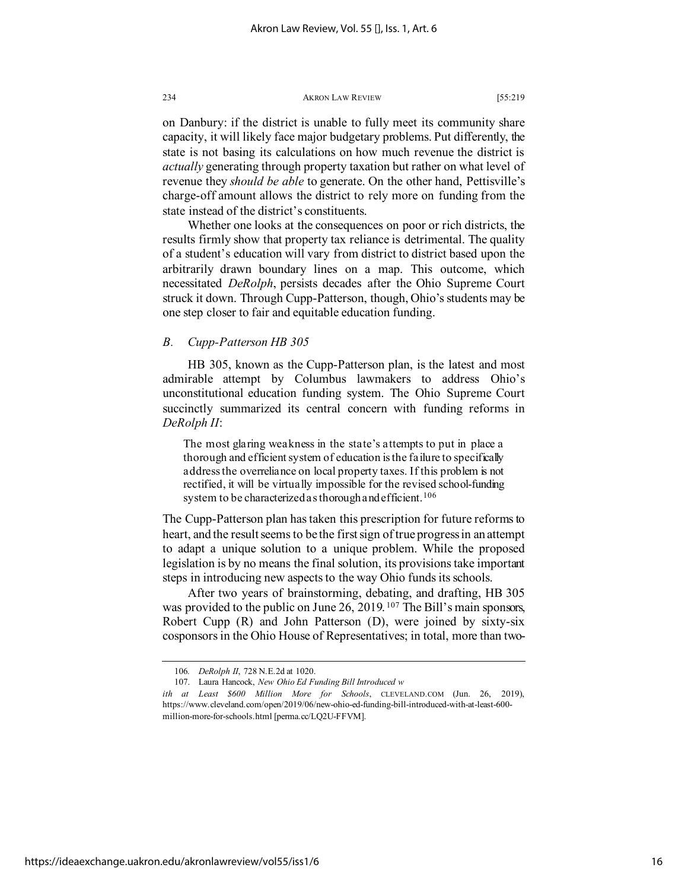on Danbury: if the district is unable to fully meet its community share capacity, it will likely face major budgetary problems. Put differently, the state is not basing its calculations on how much revenue the district is *actually* generating through property taxation but rather on what level of revenue they *should be able* to generate. On the other hand, Pettisville's charge-off amount allows the district to rely more on funding from the state instead of the district's constituents.

Whether one looks at the consequences on poor or rich districts, the results firmly show that property tax reliance is detrimental. The quality of a student's education will vary from district to district based upon the arbitrarily drawn boundary lines on a map. This outcome, which necessitated *DeRolph*, persists decades after the Ohio Supreme Court struck it down. Through Cupp-Patterson, though, Ohio's students may be one step closer to fair and equitable education funding.

### *B. Cupp-Patterson HB 305*

HB 305, known as the Cupp-Patterson plan, is the latest and most admirable attempt by Columbus lawmakers to address Ohio's unconstitutional education funding system. The Ohio Supreme Court succinctly summarized its central concern with funding reforms in *DeRolph II*:

> The most glaring weakness in the state's attempts to put in place a thorough and efficient system of education is the failure to specifically address the overreliance on local property taxes. If this problem is not rectified, it will be virtually impossible for the revised school-funding system to be characterized as thorough and efficient.[106]

The Cupp-Patterson plan has taken this prescription for future reforms to heart, and the result seems to be the first sign of true progress in an attempt to adapt a unique solution to a unique problem. While the proposed legislation is by no means the final solution, its provisions take important steps in introducing new aspects to the way Ohio funds its schools.

After two years of brainstorming, debating, and drafting, HB 305 was provided to the public on June 26, 2019.[107] The Bill's main sponsors, Robert Cupp (R) and John Patterson (D), were joined by sixty-six cosponsors in the Ohio House of Representatives; in total, more than two-

---

106. *DeRolph II*, 728 N.E.2d at 1020.

107. Laura Hancock, *New Ohio Ed Funding Bill Introduced with at Least $600 Million More for Schools*, CLEVELAND.COM (Jun. 26, 2019), https://www.cleveland.com/open/2019/06/new-ohio-ed-funding-bill-introduced-with-at-least-600-million-more-for-schools.html [perma.cc/LQ2U-FFVM].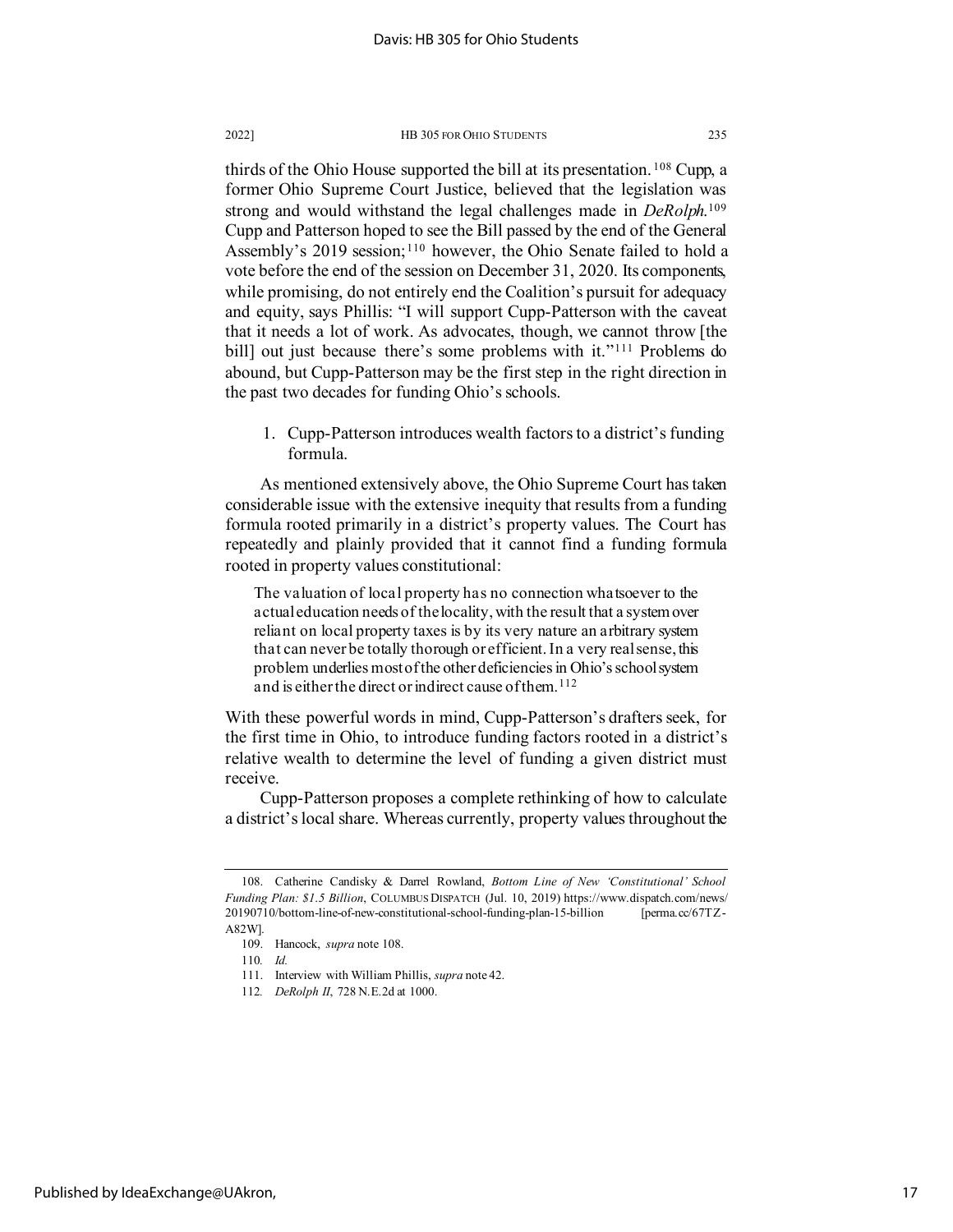thirds of the Ohio House supported the bill at its presentation.[108] Cupp, a former Ohio Supreme Court Justice, believed that the legislation was strong and would withstand the legal challenges made in *DeRolph*.[109] Cupp and Patterson hoped to see the Bill passed by the end of the General Assembly's 2019 session;[110] however, the Ohio Senate failed to hold a vote before the end of the session on December 31, 2020. Its components, while promising, do not entirely end the Coalition's pursuit for adequacy and equity, says Phillis: "I will support Cupp-Patterson with the caveat that it needs a lot of work. As advocates, though, we cannot throw [the bill] out just because there's some problems with it."[111] Problems do abound, but Cupp-Patterson may be the first step in the right direction in the past two decades for funding Ohio's schools.

1. Cupp-Patterson introduces wealth factors to a district's funding formula.

As mentioned extensively above, the Ohio Supreme Court has taken considerable issue with the extensive inequity that results from a funding formula rooted primarily in a district's property values. The Court has repeatedly and plainly provided that it cannot find a funding formula rooted in property values constitutional:

> The valuation of local property has no connection whatsoever to the actual education needs of the locality, with the result that a system over reliant on local property taxes is by its very nature an arbitrary system that can never be totally thorough or efficient. In a very real sense, this problem underlies most of the other deficiencies in Ohio's school system and is either the direct or indirect cause of them.[112]

With these powerful words in mind, Cupp-Patterson's drafters seek, for the first time in Ohio, to introduce funding factors rooted in a district's relative wealth to determine the level of funding a given district must receive.

Cupp-Patterson proposes a complete rethinking of how to calculate a district's local share. Whereas currently, property values throughout the

---

108. Catherine Candisky & Darrel Rowland, *Bottom Line of New 'Constitutional' School Funding Plan: $1.5 Billion*, COLUMBUS DISPATCH (Jul. 10, 2019) https://www.dispatch.com/news/20190710/bottom-line-of-new-constitutional-school-funding-plan-15-billion [perma.cc/67TZ-A82W].

109. Hancock, *supra* note 108.

110. *Id.*

111. Interview with William Phillis, *supra* note 42.

112. *DeRolph II*, 728 N.E.2d at 1000.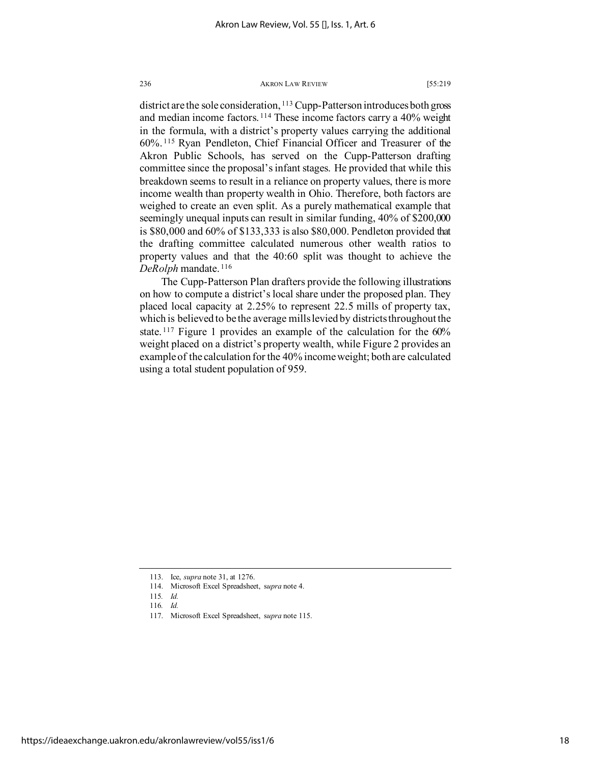district are the sole consideration,[113] Cupp-Patterson introduces both gross and median income factors.[114] These income factors carry a 40% weight in the formula, with a district's property values carrying the additional 60%.[115] Ryan Pendleton, Chief Financial Officer and Treasurer of the Akron Public Schools, has served on the Cupp-Patterson drafting committee since the proposal's infant stages. He provided that while this breakdown seems to result in a reliance on property values, there is more income wealth than property wealth in Ohio. Therefore, both factors are weighed to create an even split. As a purely mathematical example that seemingly unequal inputs can result in similar funding, 40% of $200,000 is $80,000 and 60% of $133,333 is also $80,000. Pendleton provided that the drafting committee calculated numerous other wealth ratios to property values and that the 40:60 split was thought to achieve the *DeRolph* mandate.[116]

The Cupp-Patterson Plan drafters provide the following illustrations on how to compute a district's local share under the proposed plan. They placed local capacity at 2.25% to represent 22.5 mills of property tax, which is believed to be the average mills levied by districts throughout the state.[117] Figure 1 provides an example of the calculation for the 60% weight placed on a district's property wealth, while Figure 2 provides an example of the calculation for the 40% income weight; both are calculated using a total student population of 959.

---

113. Ice, *supra* note 31, at 1276.

114. Microsoft Excel Spreadsheet, *supra* note 4.

115. *Id.*

116. *Id.*

117. Microsoft Excel Spreadsheet, *supra* note 115.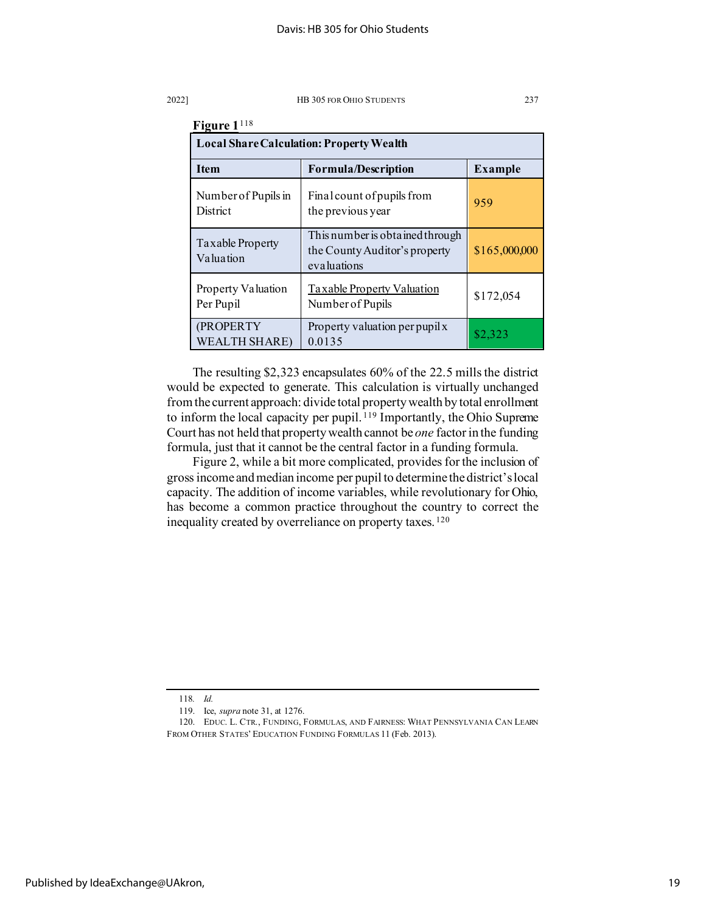**Figure 1**[118]

| Local Share Calculation: Property Wealth | | |
|---|---|---|
| **Item** | **Formula/Description** | **Example** |
| Number of Pupils in District | Final count of pupils from the previous year | 959 |
| Taxable Property Valuation | This number is obtained through the County Auditor's property evaluations | $165,000,000 |
| Property Valuation Per Pupil | Taxable Property Valuation / Number of Pupils | $172,054 |
| (PROPERTY WEALTH SHARE) | Property valuation per pupil x 0.0135 | $2,323 |

The resulting $2,323 encapsulates 60% of the 22.5 mills the district would be expected to generate. This calculation is virtually unchanged from the current approach: divide total property wealth by total enrollment to inform the local capacity per pupil.[119] Importantly, the Ohio Supreme Court has not held that property wealth cannot be *one* factor in the funding formula, just that it cannot be the central factor in a funding formula.

Figure 2, while a bit more complicated, provides for the inclusion of gross income and median income per pupil to determine the district's local capacity. The addition of income variables, while revolutionary for Ohio, has become a common practice throughout the country to correct the inequality created by overreliance on property taxes.[120]

---

118. *Id.*

119. Ice, *supra* note 31, at 1276.

120. EDUC. L. CTR., FUNDING, FORMULAS, AND FAIRNESS: WHAT PENNSYLVANIA CAN LEARN FROM OTHER STATES' EDUCATION FUNDING FORMULAS 11 (Feb. 2013).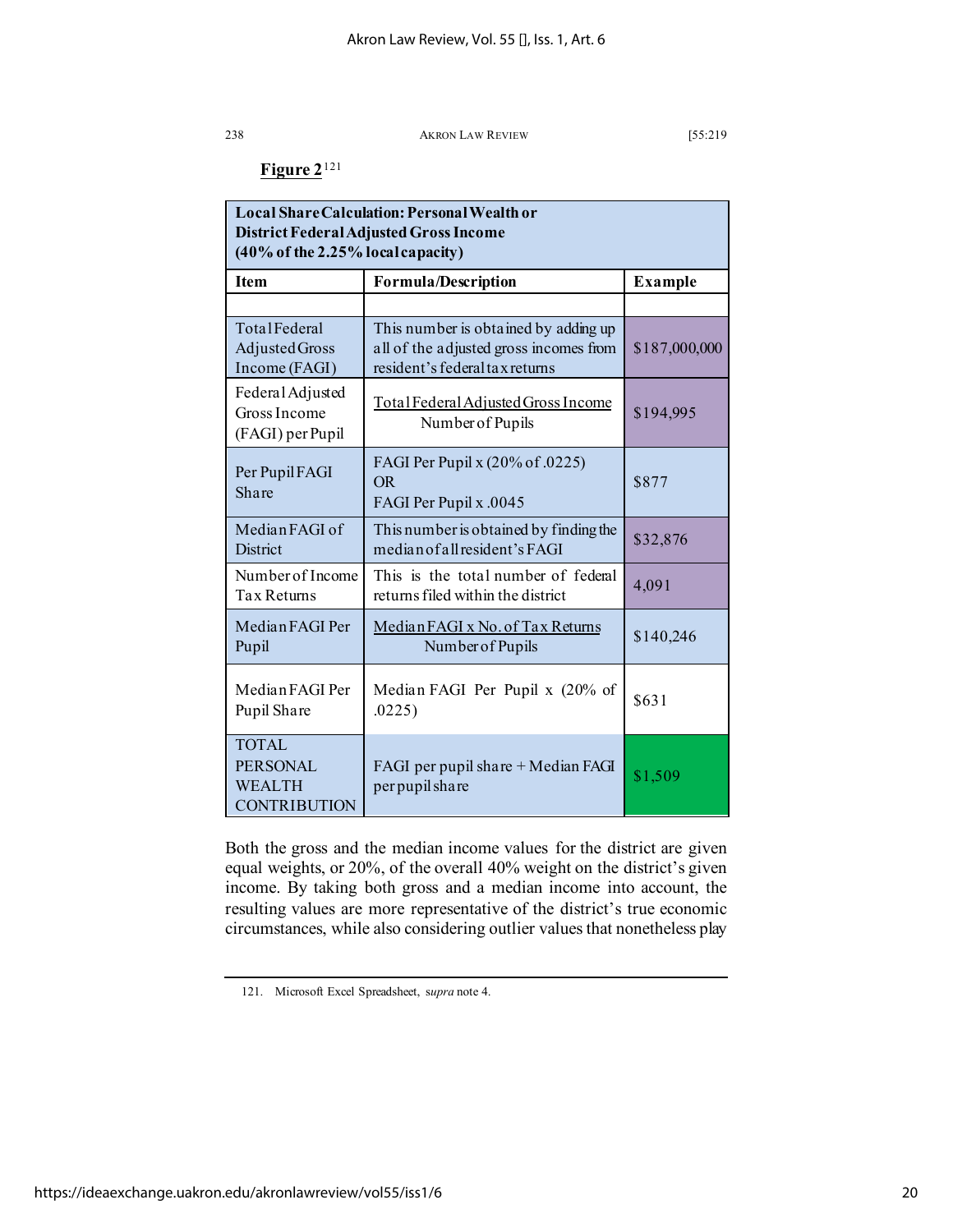**Figure 2**[121]

| Local Share Calculation: Personal Wealth or District Federal Adjusted Gross Income (40% of the 2.25% local capacity) | | |
|---|---|---|
| **Item** | **Formula/Description** | **Example** |
| | | |
| Total Federal Adjusted Gross Income (FAGI) | This number is obtained by adding up all of the adjusted gross incomes from resident's federal tax returns | $187,000,000 |
| Federal Adjusted Gross Income (FAGI) per Pupil | Total Federal Adjusted Gross Income / Number of Pupils | $194,995 |
| Per Pupil FAGI Share | FAGI Per Pupil x (20% of .0225) OR FAGI Per Pupil x .0045 | $877 |
| Median FAGI of District | This number is obtained by finding the median of all resident's FAGI | $32,876 |
| Number of Income Tax Returns | This is the total number of federal returns filed within the district | 4,091 |
| Median FAGI Per Pupil | Median FAGI x No. of Tax Returns / Number of Pupils | $140,246 |
| Median FAGI Per Pupil Share | Median FAGI Per Pupil x (20% of .0225) | $631 |
| TOTAL PERSONAL WEALTH CONTRIBUTION | FAGI per pupil share + Median FAGI per pupil share | $1,509 |

Both the gross and the median income values for the district are given equal weights, or 20%, of the overall 40% weight on the district's given income. By taking both gross and a median income into account, the resulting values are more representative of the district's true economic circumstances, while also considering outlier values that nonetheless play

121. Microsoft Excel Spreadsheet, *supra* note 4.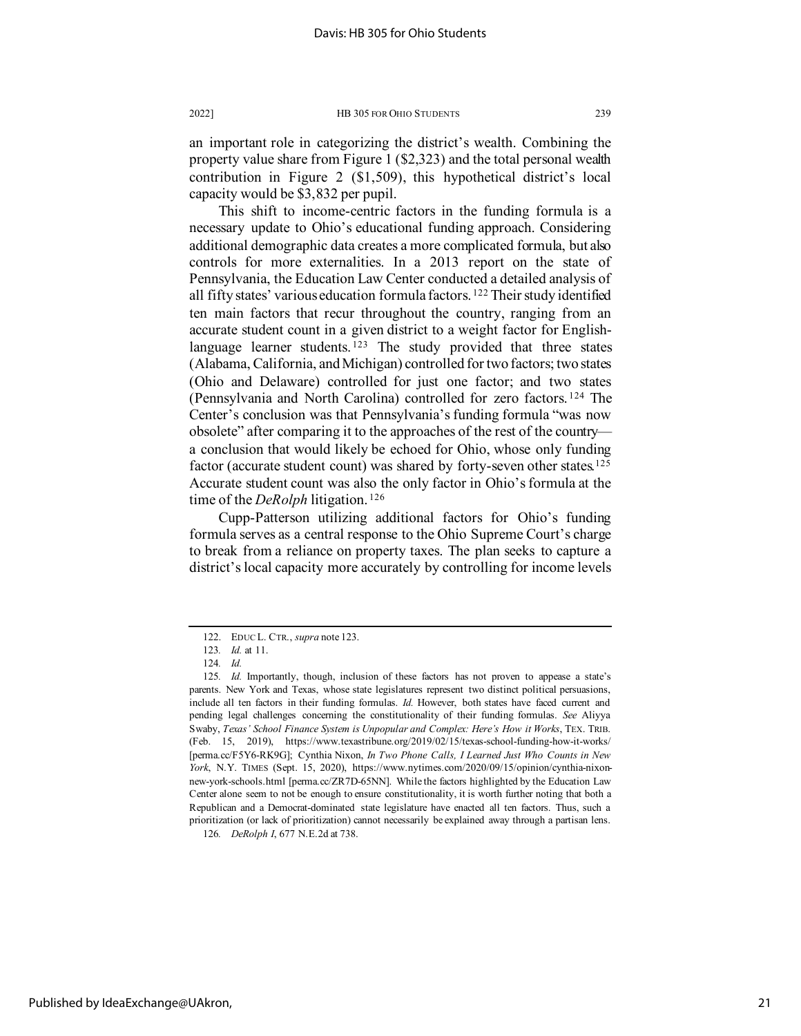an important role in categorizing the district's wealth. Combining the property value share from Figure 1 ($2,323) and the total personal wealth contribution in Figure 2 ($1,509), this hypothetical district's local capacity would be $3,832 per pupil.

This shift to income-centric factors in the funding formula is a necessary update to Ohio's educational funding approach. Considering additional demographic data creates a more complicated formula, but also controls for more externalities. In a 2013 report on the state of Pennsylvania, the Education Law Center conducted a detailed analysis of all fifty states' various education formula factors.[122] Their study identified ten main factors that recur throughout the country, ranging from an accurate student count in a given district to a weight factor for English-language learner students.[123] The study provided that three states (Alabama, California, and Michigan) controlled for two factors; two states (Ohio and Delaware) controlled for just one factor; and two states (Pennsylvania and North Carolina) controlled for zero factors.[124] The Center's conclusion was that Pennsylvania's funding formula "was now obsolete" after comparing it to the approaches of the rest of the country—a conclusion that would likely be echoed for Ohio, whose only funding factor (accurate student count) was shared by forty-seven other states.[125] Accurate student count was also the only factor in Ohio's formula at the time of the *DeRolph* litigation.[126]

Cupp-Patterson utilizing additional factors for Ohio's funding formula serves as a central response to the Ohio Supreme Court's charge to break from a reliance on property taxes. The plan seeks to capture a district's local capacity more accurately by controlling for income levels

---

122. EDUC L. CTR., *supra* note 123.

123. *Id.* at 11.

124. *Id.*

125. *Id.* Importantly, though, inclusion of these factors has not proven to appease a state's parents. New York and Texas, whose state legislatures represent two distinct political persuasions, include all ten factors in their funding formulas. *Id.* However, both states have faced current and pending legal challenges concerning the constitutionality of their funding formulas. *See* Aliyya Swaby, *Texas' School Finance System is Unpopular and Complex: Here's How it Works*, TEX. TRIB. (Feb. 15, 2019), https://www.texastribune.org/2019/02/15/texas-school-funding-how-it-works/ [perma.cc/F5Y6-RK9G]; Cynthia Nixon, *In Two Phone Calls, I Learned Just Who Counts in New York*, N.Y. TIMES (Sept. 15, 2020), https://www.nytimes.com/2020/09/15/opinion/cynthia-nixon-new-york-schools.html [perma.cc/ZR7D-65NN]. While the factors highlighted by the Education Law Center alone seem to not be enough to ensure constitutionality, it is worth further noting that both a Republican and a Democrat-dominated state legislature have enacted all ten factors. Thus, such a prioritization (or lack of prioritization) cannot necessarily be explained away through a partisan lens.

126. *DeRolph I*, 677 N.E.2d at 738.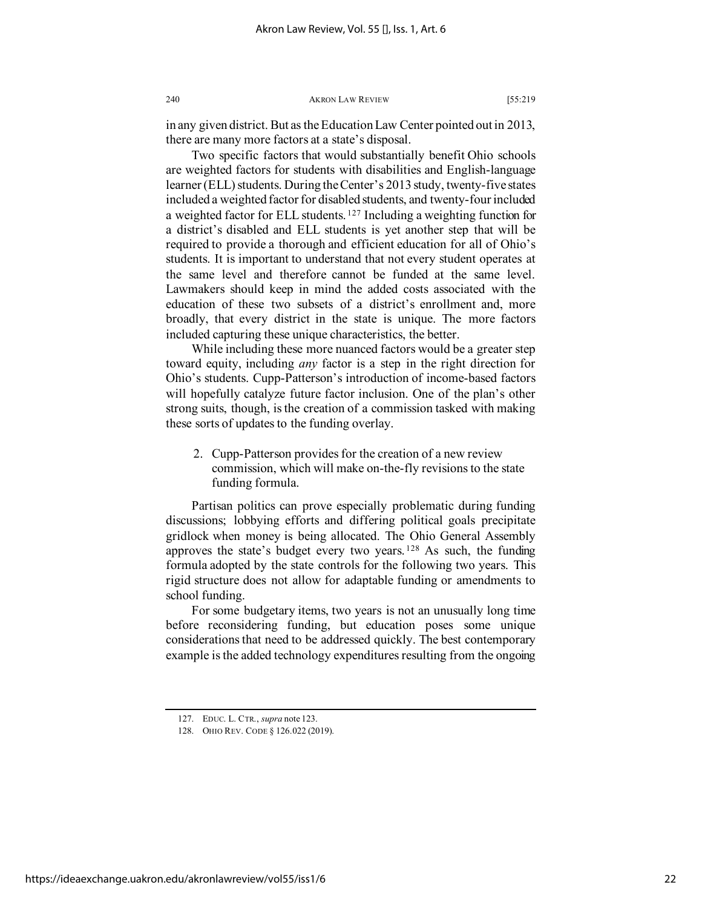in any given district. But as the Education Law Center pointed out in 2013, there are many more factors at a state's disposal.

Two specific factors that would substantially benefit Ohio schools are weighted factors for students with disabilities and English-language learner (ELL) students. During the Center's 2013 study, twenty-five states included a weighted factor for disabled students, and twenty-four included a weighted factor for ELL students.[127] Including a weighting function for a district's disabled and ELL students is yet another step that will be required to provide a thorough and efficient education for all of Ohio's students. It is important to understand that not every student operates at the same level and therefore cannot be funded at the same level. Lawmakers should keep in mind the added costs associated with the education of these two subsets of a district's enrollment and, more broadly, that every district in the state is unique. The more factors included capturing these unique characteristics, the better.

While including these more nuanced factors would be a greater step toward equity, including *any* factor is a step in the right direction for Ohio's students. Cupp-Patterson's introduction of income-based factors will hopefully catalyze future factor inclusion. One of the plan's other strong suits, though, is the creation of a commission tasked with making these sorts of updates to the funding overlay.

2. Cupp-Patterson provides for the creation of a new review commission, which will make on-the-fly revisions to the state funding formula.

Partisan politics can prove especially problematic during funding discussions; lobbying efforts and differing political goals precipitate gridlock when money is being allocated. The Ohio General Assembly approves the state's budget every two years.[128] As such, the funding formula adopted by the state controls for the following two years. This rigid structure does not allow for adaptable funding or amendments to school funding.

For some budgetary items, two years is not an unusually long time before reconsidering funding, but education poses some unique considerations that need to be addressed quickly. The best contemporary example is the added technology expenditures resulting from the ongoing

---

127. EDUC. L. CTR., *supra* note 123.

128. OHIO REV. CODE § 126.022 (2019).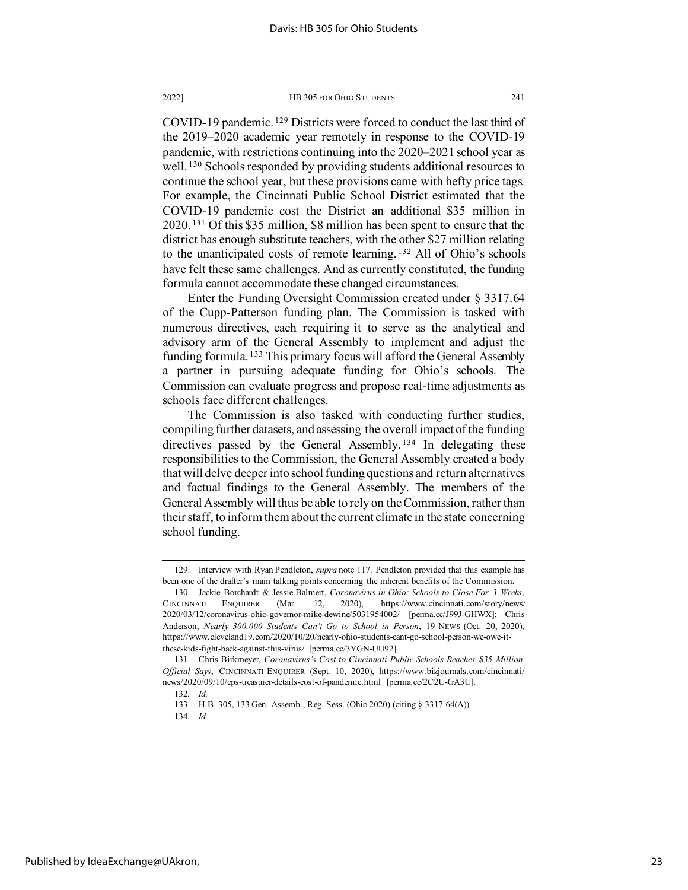COVID-19 pandemic.[129] Districts were forced to conduct the last third of the 2019–2020 academic year remotely in response to the COVID-19 pandemic, with restrictions continuing into the 2020–2021 school year as well.[130] Schools responded by providing students additional resources to continue the school year, but these provisions came with hefty price tags. For example, the Cincinnati Public School District estimated that the COVID-19 pandemic cost the District an additional $35 million in 2020.[131] Of this $35 million, $8 million has been spent to ensure that the district has enough substitute teachers, with the other $27 million relating to the unanticipated costs of remote learning.[132] All of Ohio's schools have felt these same challenges. And as currently constituted, the funding formula cannot accommodate these changed circumstances.

Enter the Funding Oversight Commission created under § 3317.64 of the Cupp-Patterson funding plan. The Commission is tasked with numerous directives, each requiring it to serve as the analytical and advisory arm of the General Assembly to implement and adjust the funding formula.[133] This primary focus will afford the General Assembly a partner in pursuing adequate funding for Ohio's schools. The Commission can evaluate progress and propose real-time adjustments as schools face different challenges.

The Commission is also tasked with conducting further studies, compiling further datasets, and assessing the overall impact of the funding directives passed by the General Assembly.[134] In delegating these responsibilities to the Commission, the General Assembly created a body that will delve deeper into school funding questions and return alternatives and factual findings to the General Assembly. The members of the General Assembly will thus be able to rely on the Commission, rather than their staff, to inform them about the current climate in the state concerning school funding.

---

129. Interview with Ryan Pendleton, *supra* note 117. Pendleton provided that this example has been one of the drafter's main talking points concerning the inherent benefits of the Commission.

130. Jackie Borchardt & Jessie Balmert, *Coronavirus in Ohio: Schools to Close For 3 Weeks*, CINCINNATI ENQUIRER (Mar. 12, 2020), https://www.cincinnati.com/story/news/2020/03/12/coronavirus-ohio-governor-mike-dewine/5031954002/ [perma.cc/J99J-GHWX]; Chris Anderson, *Nearly 300,000 Students Can't Go to School in Person*, 19 NEWS (Oct. 20, 2020), https://www.cleveland19.com/2020/10/20/nearly-ohio-students-cant-go-school-person-we-owe-it-these-kids-fight-back-against-this-virus/ [perma.cc/3YGN-UU92].

131. Chris Birkmeyer, *Coronavirus's Cost to Cincinnati Public Schools Reaches $35 Million, Official Says*, CINCINNATI ENQUIRER (Sept. 10, 2020), https://www.bizjournals.com/cincinnati/news/2020/09/10/cps-treasurer-details-cost-of-pandemic.html [perma.cc/2C2U-GA3U].

132. *Id.*

133. H.B. 305, 133 Gen. Assemb., Reg. Sess. (Ohio 2020) (citing § 3317.64(A)).

134. *Id.*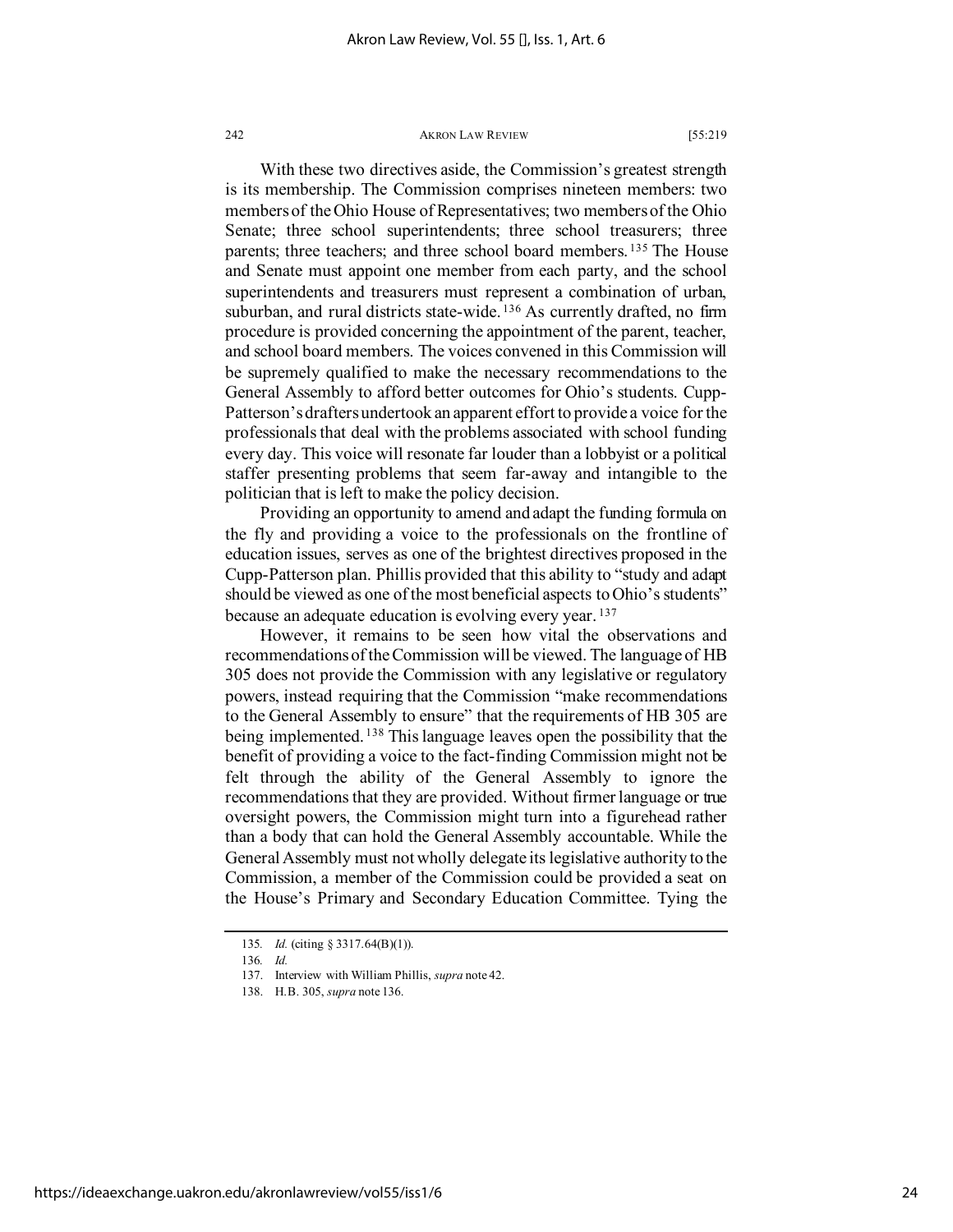With these two directives aside, the Commission's greatest strength is its membership. The Commission comprises nineteen members: two members of the Ohio House of Representatives; two members of the Ohio Senate; three school superintendents; three school treasurers; three parents; three teachers; and three school board members.[135] The House and Senate must appoint one member from each party, and the school superintendents and treasurers must represent a combination of urban, suburban, and rural districts state-wide.[136] As currently drafted, no firm procedure is provided concerning the appointment of the parent, teacher, and school board members. The voices convened in this Commission will be supremely qualified to make the necessary recommendations to the General Assembly to afford better outcomes for Ohio's students. Cupp-Patterson's drafters undertook an apparent effort to provide a voice for the professionals that deal with the problems associated with school funding every day. This voice will resonate far louder than a lobbyist or a political staffer presenting problems that seem far-away and intangible to the politician that is left to make the policy decision.

Providing an opportunity to amend and adapt the funding formula on the fly and providing a voice to the professionals on the frontline of education issues, serves as one of the brightest directives proposed in the Cupp-Patterson plan. Phillis provided that this ability to "study and adapt should be viewed as one of the most beneficial aspects to Ohio's students" because an adequate education is evolving every year.[137]

However, it remains to be seen how vital the observations and recommendations of the Commission will be viewed. The language of HB 305 does not provide the Commission with any legislative or regulatory powers, instead requiring that the Commission "make recommendations to the General Assembly to ensure" that the requirements of HB 305 are being implemented.[138] This language leaves open the possibility that the benefit of providing a voice to the fact-finding Commission might not be felt through the ability of the General Assembly to ignore the recommendations that they are provided. Without firmer language or true oversight powers, the Commission might turn into a figurehead rather than a body that can hold the General Assembly accountable. While the General Assembly must not wholly delegate its legislative authority to the Commission, a member of the Commission could be provided a seat on the House's Primary and Secondary Education Committee. Tying the

---

135. *Id.* (citing § 3317.64(B)(1)).

136. *Id.*

137. Interview with William Phillis, *supra* note 42.

138. H.B. 305, *supra* note 136.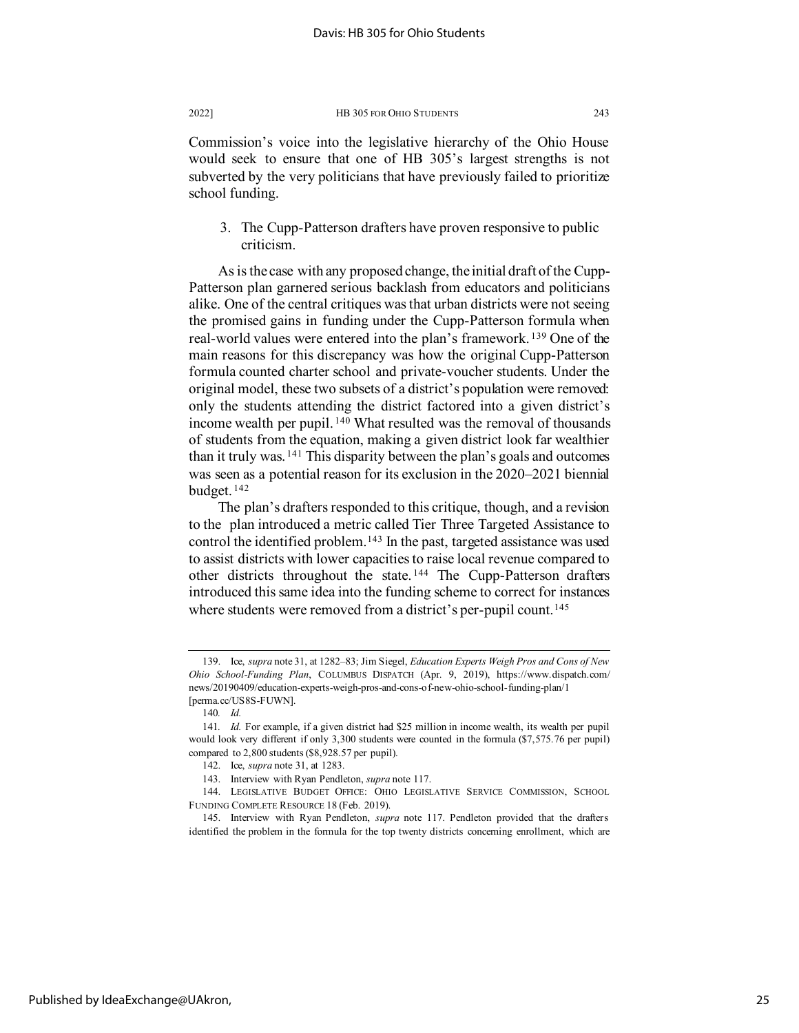Commission's voice into the legislative hierarchy of the Ohio House would seek to ensure that one of HB 305's largest strengths is not subverted by the very politicians that have previously failed to prioritize school funding.

3. The Cupp-Patterson drafters have proven responsive to public criticism.

As is the case with any proposed change, the initial draft of the Cupp-Patterson plan garnered serious backlash from educators and politicians alike. One of the central critiques was that urban districts were not seeing the promised gains in funding under the Cupp-Patterson formula when real-world values were entered into the plan's framework.[139] One of the main reasons for this discrepancy was how the original Cupp-Patterson formula counted charter school and private-voucher students. Under the original model, these two subsets of a district's population were removed: only the students attending the district factored into a given district's income wealth per pupil.[140] What resulted was the removal of thousands of students from the equation, making a given district look far wealthier than it truly was.[141] This disparity between the plan's goals and outcomes was seen as a potential reason for its exclusion in the 2020–2021 biennial budget.[142]

The plan's drafters responded to this critique, though, and a revision to the plan introduced a metric called Tier Three Targeted Assistance to control the identified problem.[143] In the past, targeted assistance was used to assist districts with lower capacities to raise local revenue compared to other districts throughout the state.[144] The Cupp-Patterson drafters introduced this same idea into the funding scheme to correct for instances where students were removed from a district's per-pupil count.[145]

---

139. Ice, *supra* note 31, at 1282–83; Jim Siegel, *Education Experts Weigh Pros and Cons of New Ohio School-Funding Plan*, COLUMBUS DISPATCH (Apr. 9, 2019), https://www.dispatch.com/news/20190409/education-experts-weigh-pros-and-cons-of-new-ohio-school-funding-plan/1 [perma.cc/US8S-FUWN].

140. *Id.*

141. *Id.* For example, if a given district had $25 million in income wealth, its wealth per pupil would look very different if only 3,300 students were counted in the formula ($7,575.76 per pupil) compared to 2,800 students ($8,928.57 per pupil).

142. Ice, *supra* note 31, at 1283.

143. Interview with Ryan Pendleton, *supra* note 117.

144. LEGISLATIVE BUDGET OFFICE: OHIO LEGISLATIVE SERVICE COMMISSION, SCHOOL FUNDING COMPLETE RESOURCE 18 (Feb. 2019).

145. Interview with Ryan Pendleton, *supra* note 117. Pendleton provided that the drafters identified the problem in the formula for the top twenty districts concerning enrollment, which are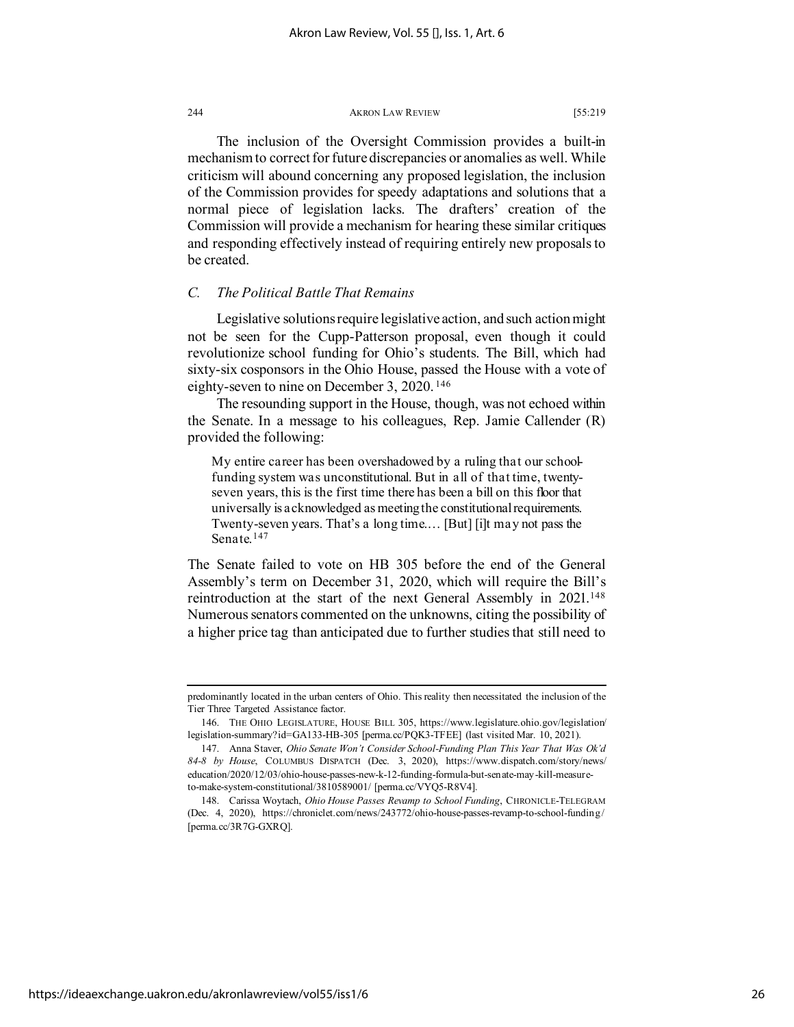The inclusion of the Oversight Commission provides a built-in mechanism to correct for future discrepancies or anomalies as well. While criticism will abound concerning any proposed legislation, the inclusion of the Commission provides for speedy adaptations and solutions that a normal piece of legislation lacks. The drafters' creation of the Commission will provide a mechanism for hearing these similar critiques and responding effectively instead of requiring entirely new proposals to be created.

### *C. The Political Battle That Remains*

Legislative solutions require legislative action, and such action might not be seen for the Cupp-Patterson proposal, even though it could revolutionize school funding for Ohio's students. The Bill, which had sixty-six cosponsors in the Ohio House, passed the House with a vote of eighty-seven to nine on December 3, 2020.[146]

The resounding support in the House, though, was not echoed within the Senate. In a message to his colleagues, Rep. Jamie Callender (R) provided the following:

> My entire career has been overshadowed by a ruling that our school-funding system was unconstitutional. But in all of that time, twenty-seven years, this is the first time there has been a bill on this floor that universally is acknowledged as meeting the constitutional requirements. Twenty-seven years. That's a long time.... [But] [i]t may not pass the Senate.[147]

The Senate failed to vote on HB 305 before the end of the General Assembly's term on December 31, 2020, which will require the Bill's reintroduction at the start of the next General Assembly in 2021.[148] Numerous senators commented on the unknowns, citing the possibility of a higher price tag than anticipated due to further studies that still need to

---

predominantly located in the urban centers of Ohio. This reality then necessitated the inclusion of the Tier Three Targeted Assistance factor.

146. THE OHIO LEGISLATURE, HOUSE BILL 305, https://www.legislature.ohio.gov/legislation/legislation-summary?id=GA133-HB-305 [perma.cc/PQK3-TFEE] (last visited Mar. 10, 2021).

147. Anna Staver, *Ohio Senate Won't Consider School-Funding Plan This Year That Was Ok'd 84-8 by House*, COLUMBUS DISPATCH (Dec. 3, 2020), https://www.dispatch.com/story/news/education/2020/12/03/ohio-house-passes-new-k-12-funding-formula-but-senate-may-kill-measure-to-make-system-constitutional/3810589001/ [perma.cc/VYQ5-R8V4].

148. Carissa Woytach, *Ohio House Passes Revamp to School Funding*, CHRONICLE-TELEGRAM (Dec. 4, 2020), https://chroniclet.com/news/243772/ohio-house-passes-revamp-to-school-funding/ [perma.cc/3R7G-GXRQ].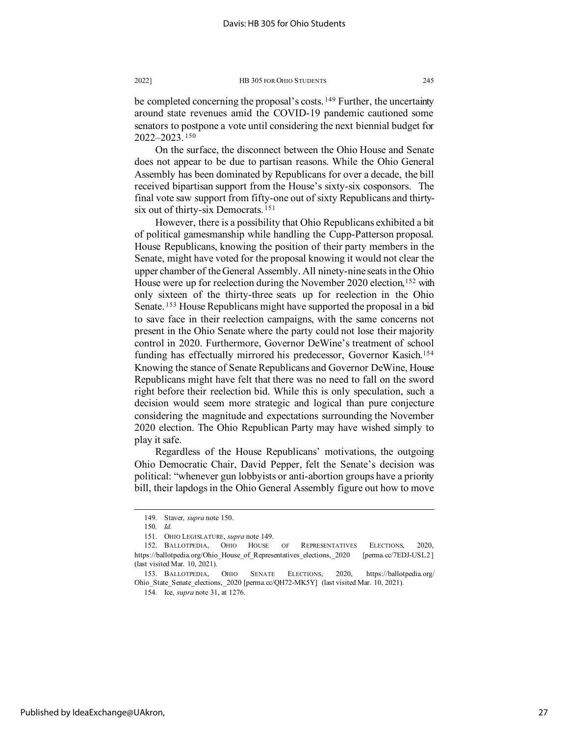be completed concerning the proposal's costs.[149] Further, the uncertainty around state revenues amid the COVID-19 pandemic cautioned some senators to postpone a vote until considering the next biennial budget for 2022–2023.[150]

On the surface, the disconnect between the Ohio House and Senate does not appear to be due to partisan reasons. While the Ohio General Assembly has been dominated by Republicans for over a decade, the bill received bipartisan support from the House's sixty-six cosponsors. The final vote saw support from fifty-one out of sixty Republicans and thirty-six out of thirty-six Democrats.[151]

However, there is a possibility that Ohio Republicans exhibited a bit of political gamesmanship while handling the Cupp-Patterson proposal. House Republicans, knowing the position of their party members in the Senate, might have voted for the proposal knowing it would not clear the upper chamber of the General Assembly. All ninety-nine seats in the Ohio House were up for reelection during the November 2020 election,[152] with only sixteen of the thirty-three seats up for reelection in the Ohio Senate.[153] House Republicans might have supported the proposal in a bid to save face in their reelection campaigns, with the same concerns not present in the Ohio Senate where the party could not lose their majority control in 2020. Furthermore, Governor DeWine's treatment of school funding has effectually mirrored his predecessor, Governor Kasich.[154] Knowing the stance of Senate Republicans and Governor DeWine, House Republicans might have felt that there was no need to fall on the sword right before their reelection bid. While this is only speculation, such a decision would seem more strategic and logical than pure conjecture considering the magnitude and expectations surrounding the November 2020 election. The Ohio Republican Party may have wished simply to play it safe.

Regardless of the House Republicans' motivations, the outgoing Ohio Democratic Chair, David Pepper, felt the Senate's decision was political: "whenever gun lobbyists or anti-abortion groups have a priority bill, their lapdogs in the Ohio General Assembly figure out how to move

---

149. Staver, *supra* note 150.

150. *Id.*

151. OHIO LEGISLATURE, *supra* note 149.

152. BALLOTPEDIA, OHIO HOUSE OF REPRESENTATIVES ELECTIONS, 2020, https://ballotpedia.org/Ohio_House_of_Representatives_elections,_2020 [perma.cc/7EDJ-USL2] (last visited Mar. 10, 2021).

153. BALLOTPEDIA, OHIO SENATE ELECTIONS, 2020, https://ballotpedia.org/Ohio_State_Senate_elections,_2020 [perma.cc/QH72-MK5Y] (last visited Mar. 10, 2021).

154. Ice, *supra* note 31, at 1276.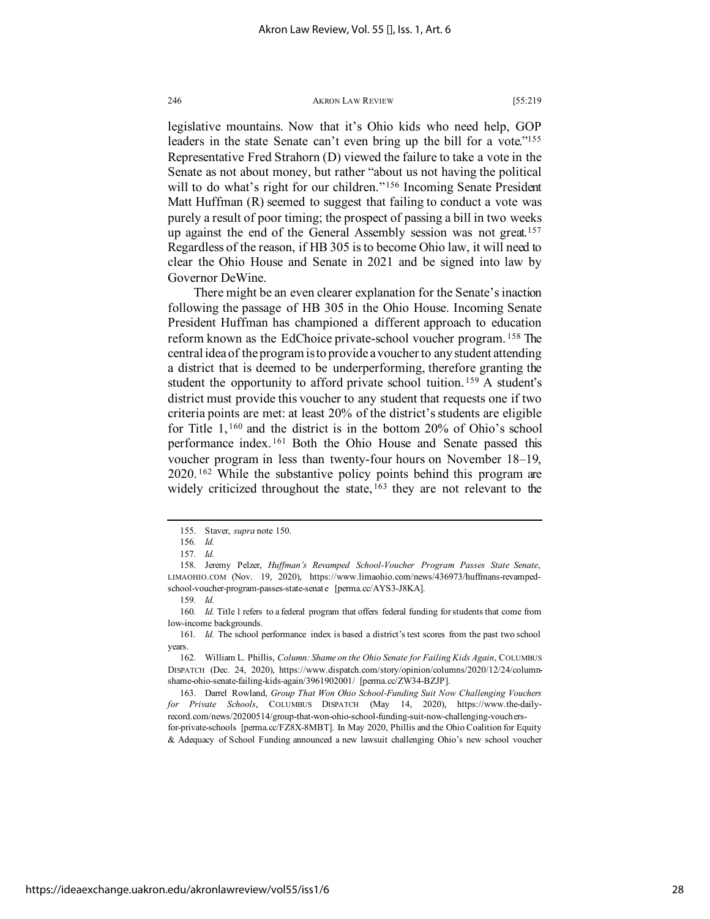legislative mountains. Now that it's Ohio kids who need help, GOP leaders in the state Senate can't even bring up the bill for a vote."[155] Representative Fred Strahorn (D) viewed the failure to take a vote in the Senate as not about money, but rather "about us not having the political will to do what's right for our children."[156] Incoming Senate President Matt Huffman (R) seemed to suggest that failing to conduct a vote was purely a result of poor timing; the prospect of passing a bill in two weeks up against the end of the General Assembly session was not great.[157] Regardless of the reason, if HB 305 is to become Ohio law, it will need to clear the Ohio House and Senate in 2021 and be signed into law by Governor DeWine.

There might be an even clearer explanation for the Senate's inaction following the passage of HB 305 in the Ohio House. Incoming Senate President Huffman has championed a different approach to education reform known as the EdChoice private-school voucher program.[158] The central idea of the program is to provide a voucher to any student attending a district that is deemed to be underperforming, therefore granting the student the opportunity to afford private school tuition.[159] A student's district must provide this voucher to any student that requests one if two criteria points are met: at least 20% of the district's students are eligible for Title 1,[160] and the district is in the bottom 20% of Ohio's school performance index.[161] Both the Ohio House and Senate passed this voucher program in less than twenty-four hours on November 18–19, 2020.[162] While the substantive policy points behind this program are widely criticized throughout the state,[163] they are not relevant to the

---

155. Staver, *supra* note 150.

156. *Id.*

157. *Id.*

158. Jeremy Pelzer, *Huffman's Revamped School-Voucher Program Passes State Senate*, LIMAOHIO.COM (Nov. 19, 2020), https://www.limaohio.com/news/436973/huffmans-revamped-school-voucher-program-passes-state-senate [perma.cc/AYS3-J8KA].

159. *Id.*

160. *Id.* Title 1 refers to a federal program that offers federal funding for students that come from low-income backgrounds.

161. *Id.* The school performance index is based a district's test scores from the past two school years.

162. William L. Phillis, *Column: Shame on the Ohio Senate for Failing Kids Again*, COLUMBUS DISPATCH (Dec. 24, 2020), https://www.dispatch.com/story/opinion/columns/2020/12/24/column-shame-ohio-senate-failing-kids-again/3961902001/ [perma.cc/ZW34-BZJP].

163. Darrel Rowland, *Group That Won Ohio School-Funding Suit Now Challenging Vouchers for Private Schools*, COLUMBUS DISPATCH (May 14, 2020), https://www.the-daily-record.com/news/20200514/group-that-won-ohio-school-funding-suit-now-challenging-vouchers-for-private-schools [perma.cc/FZ8X-8MBT]. In May 2020, Phillis and the Ohio Coalition for Equity & Adequacy of School Funding announced a new lawsuit challenging Ohio's new school voucher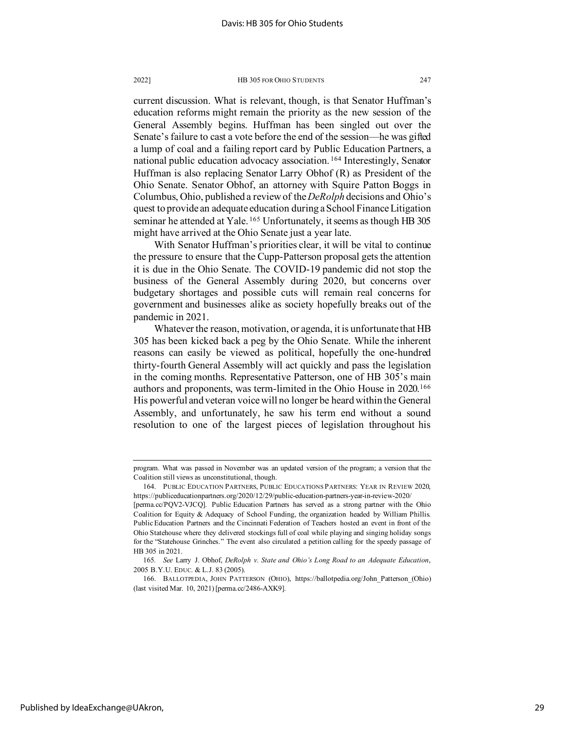current discussion. What is relevant, though, is that Senator Huffman's education reforms might remain the priority as the new session of the General Assembly begins. Huffman has been singled out over the Senate's failure to cast a vote before the end of the session—he was gifted a lump of coal and a failing report card by Public Education Partners, a national public education advocacy association.[164] Interestingly, Senator Huffman is also replacing Senator Larry Obhof (R) as President of the Ohio Senate. Senator Obhof, an attorney with Squire Patton Boggs in Columbus, Ohio, published a review of the *DeRolph* decisions and Ohio's quest to provide an adequate education during a School Finance Litigation seminar he attended at Yale.[165] Unfortunately, it seems as though HB 305 might have arrived at the Ohio Senate just a year late.

With Senator Huffman's priorities clear, it will be vital to continue the pressure to ensure that the Cupp-Patterson proposal gets the attention it is due in the Ohio Senate. The COVID-19 pandemic did not stop the business of the General Assembly during 2020, but concerns over budgetary shortages and possible cuts will remain real concerns for government and businesses alike as society hopefully breaks out of the pandemic in 2021.

Whatever the reason, motivation, or agenda, it is unfortunate that HB 305 has been kicked back a peg by the Ohio Senate. While the inherent reasons can easily be viewed as political, hopefully the one-hundred thirty-fourth General Assembly will act quickly and pass the legislation in the coming months. Representative Patterson, one of HB 305's main authors and proponents, was term-limited in the Ohio House in 2020.[166] His powerful and veteran voice will no longer be heard within the General Assembly, and unfortunately, he saw his term end without a sound resolution to one of the largest pieces of legislation throughout his

---

program. What was passed in November was an updated version of the program; a version that the Coalition still views as unconstitutional, though.

164. PUBLIC EDUCATION PARTNERS, PUBLIC EDUCATIONS PARTNERS: YEAR IN REVIEW 2020, https://publiceducationpartners.org/2020/12/29/public-education-partners-year-in-review-2020/ [perma.cc/PQV2-VJCQ]. Public Education Partners has served as a strong partner with the Ohio Coalition for Equity & Adequacy of School Funding, the organization headed by William Phillis. Public Education Partners and the Cincinnati Federation of Teachers hosted an event in front of the Ohio Statehouse where they delivered stockings full of coal while playing and singing holiday songs for the "Statehouse Grinches." The event also circulated a petition calling for the speedy passage of HB 305 in 2021.

165. *See* Larry J. Obhof, *DeRolph v. State and Ohio's Long Road to an Adequate Education*, 2005 B.Y.U. EDUC. & L.J. 83 (2005).

166. BALLOTPEDIA, JOHN PATTERSON (OHIO), https://ballotpedia.org/John_Patterson_(Ohio) (last visited Mar. 10, 2021) [perma.cc/2486-AXK9].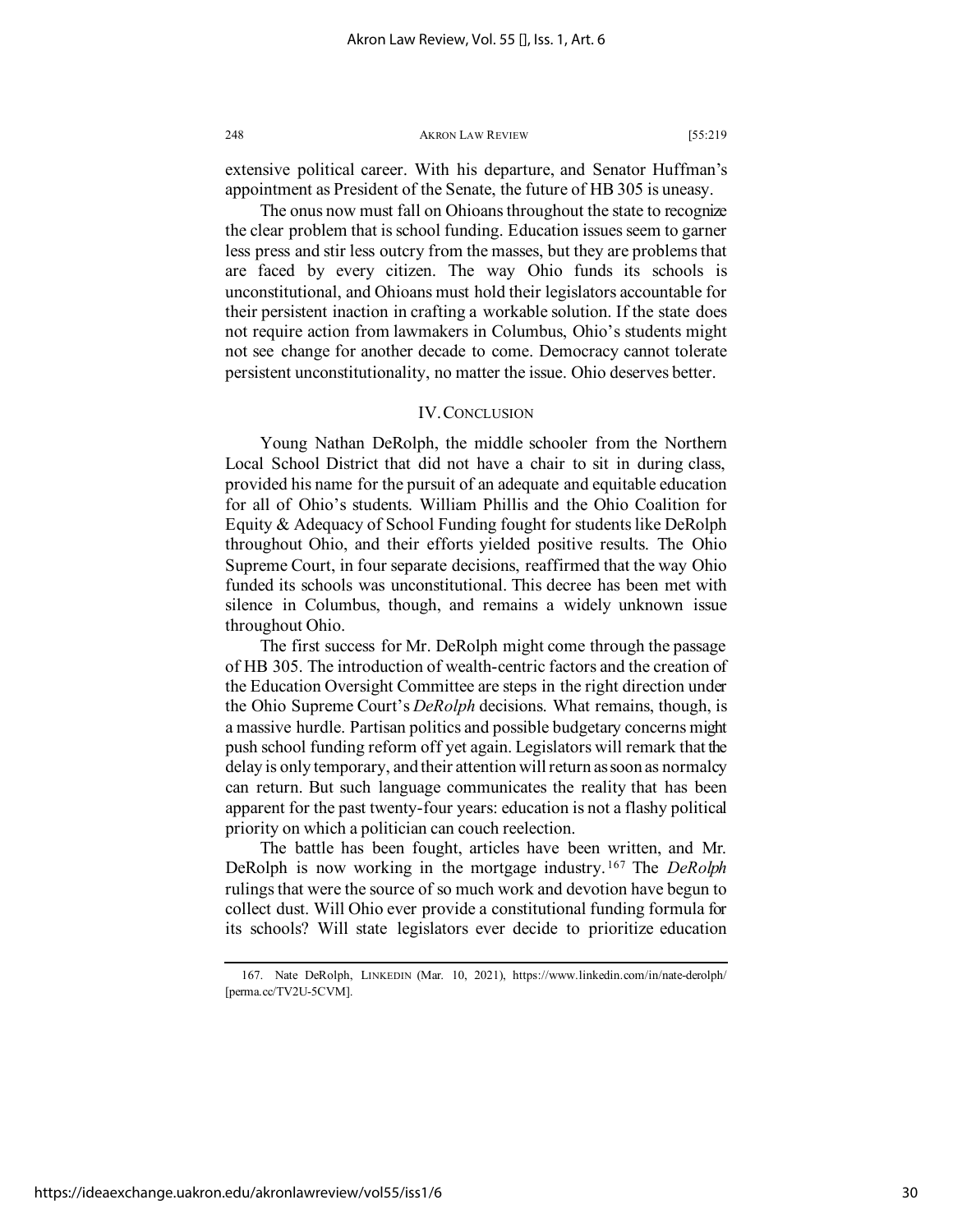extensive political career. With his departure, and Senator Huffman's appointment as President of the Senate, the future of HB 305 is uneasy.

The onus now must fall on Ohioans throughout the state to recognize the clear problem that is school funding. Education issues seem to garner less press and stir less outcry from the masses, but they are problems that are faced by every citizen. The way Ohio funds its schools is unconstitutional, and Ohioans must hold their legislators accountable for their persistent inaction in crafting a workable solution. If the state does not require action from lawmakers in Columbus, Ohio's students might not see change for another decade to come. Democracy cannot tolerate persistent unconstitutionality, no matter the issue. Ohio deserves better.

## IV. CONCLUSION

Young Nathan DeRolph, the middle schooler from the Northern Local School District that did not have a chair to sit in during class, provided his name for the pursuit of an adequate and equitable education for all of Ohio's students. William Phillis and the Ohio Coalition for Equity & Adequacy of School Funding fought for students like DeRolph throughout Ohio, and their efforts yielded positive results. The Ohio Supreme Court, in four separate decisions, reaffirmed that the way Ohio funded its schools was unconstitutional. This decree has been met with silence in Columbus, though, and remains a widely unknown issue throughout Ohio.

The first success for Mr. DeRolph might come through the passage of HB 305. The introduction of wealth-centric factors and the creation of the Education Oversight Committee are steps in the right direction under the Ohio Supreme Court's *DeRolph* decisions. What remains, though, is a massive hurdle. Partisan politics and possible budgetary concerns might push school funding reform off yet again. Legislators will remark that the delay is only temporary, and their attention will return as soon as normalcy can return. But such language communicates the reality that has been apparent for the past twenty-four years: education is not a flashy political priority on which a politician can couch reelection.

The battle has been fought, articles have been written, and Mr. DeRolph is now working in the mortgage industry.[167] The *DeRolph* rulings that were the source of so much work and devotion have begun to collect dust. Will Ohio ever provide a constitutional funding formula for its schools? Will state legislators ever decide to prioritize education

167. Nate DeRolph, LINKEDIN (Mar. 10, 2021), https://www.linkedin.com/in/nate-derolph/ [perma.cc/TV2U-5CVM].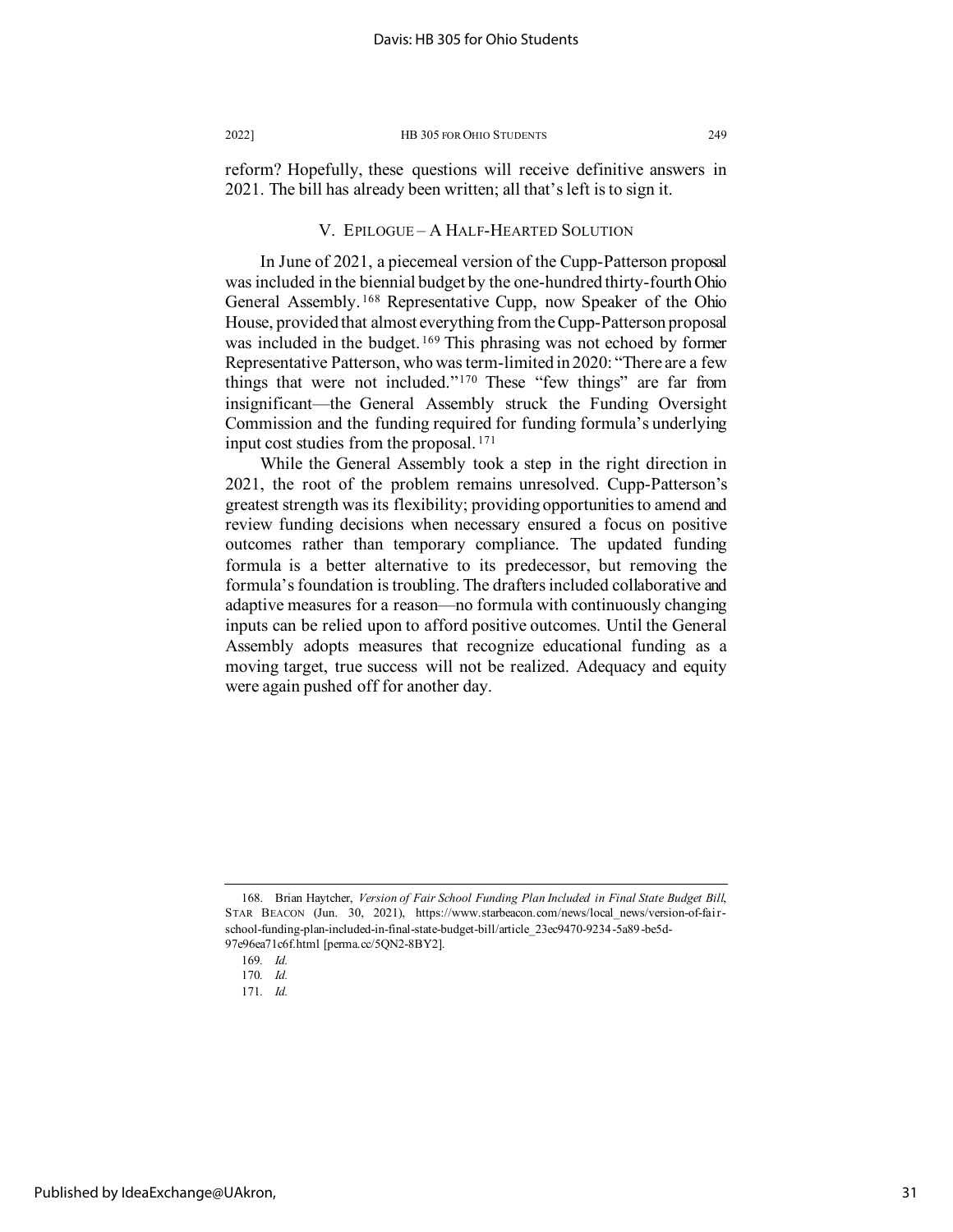reform? Hopefully, these questions will receive definitive answers in 2021. The bill has already been written; all that's left is to sign it.

## V. EPILOGUE – A HALF-HEARTED SOLUTION

In June of 2021, a piecemeal version of the Cupp-Patterson proposal was included in the biennial budget by the one-hundred thirty-fourth Ohio General Assembly.[168] Representative Cupp, now Speaker of the Ohio House, provided that almost everything from the Cupp-Patterson proposal was included in the budget.[169] This phrasing was not echoed by former Representative Patterson, who was term-limited in 2020: "There are a few things that were not included."[170] These "few things" are far from insignificant—the General Assembly struck the Funding Oversight Commission and the funding required for funding formula's underlying input cost studies from the proposal.[171]

While the General Assembly took a step in the right direction in 2021, the root of the problem remains unresolved. Cupp-Patterson's greatest strength was its flexibility; providing opportunities to amend and review funding decisions when necessary ensured a focus on positive outcomes rather than temporary compliance. The updated funding formula is a better alternative to its predecessor, but removing the formula's foundation is troubling. The drafters included collaborative and adaptive measures for a reason—no formula with continuously changing inputs can be relied upon to afford positive outcomes. Until the General Assembly adopts measures that recognize educational funding as a moving target, true success will not be realized. Adequacy and equity were again pushed off for another day.

---

168. Brian Haytcher, *Version of Fair School Funding Plan Included in Final State Budget Bill*, STAR BEACON (Jun. 30, 2021), https://www.starbeacon.com/news/local_news/version-of-fair-school-funding-plan-included-in-final-state-budget-bill/article_23ec9470-9234-5a89-be5d-97e96ea71c6f.html [perma.cc/5QN2-8BY2].

169. *Id.*

170. *Id.*

171. *Id.*